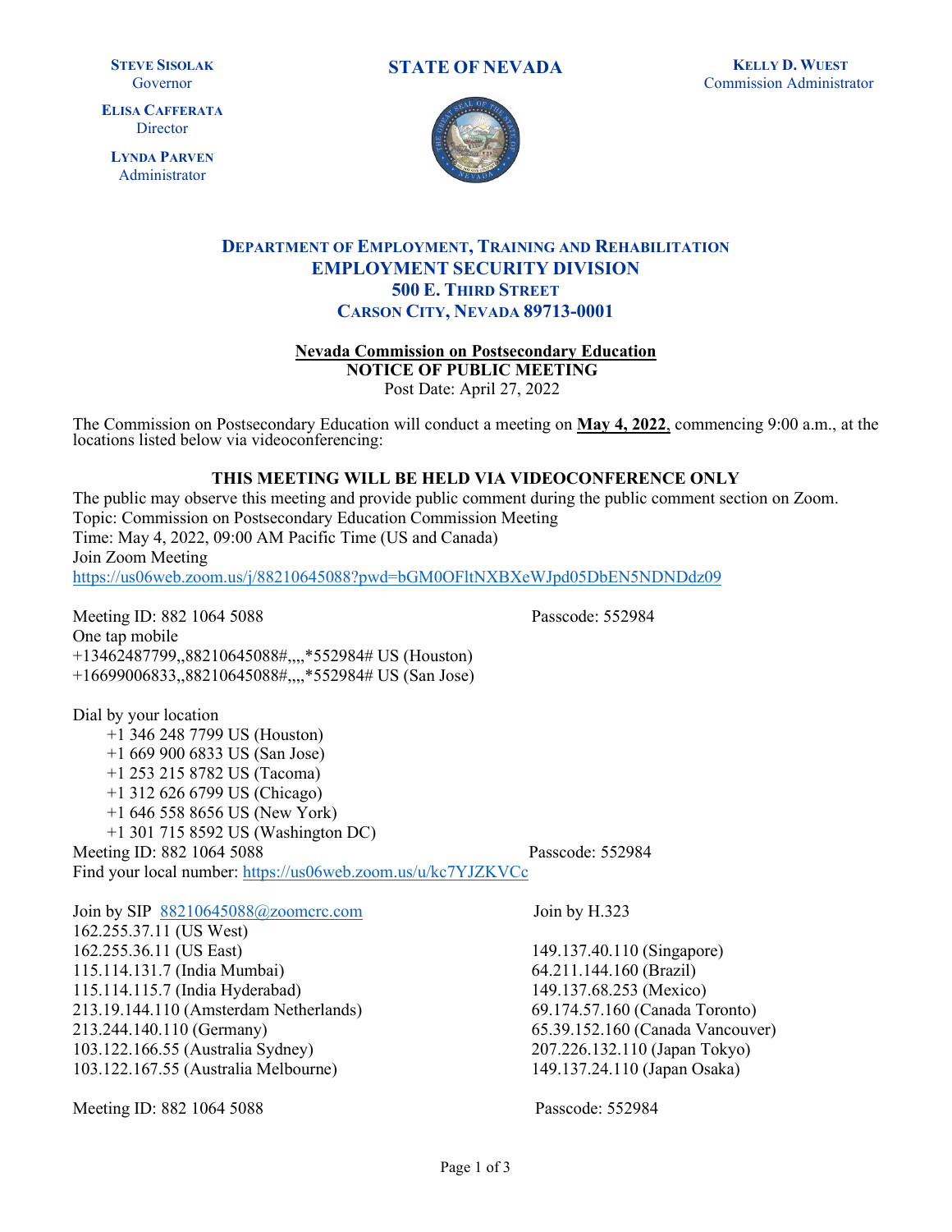**STEVE SISOLAK**
Governor

**ELISA CAFFERATA**
Director

**LYNDA PARVEN**
Administrator

**STATE OF NEVADA**

**KELLY D. WUEST**
Commission Administrator

## DEPARTMENT OF EMPLOYMENT, TRAINING AND REHABILITATION
## EMPLOYMENT SECURITY DIVISION
**500 E. THIRD STREET**
**CARSON CITY, NEVADA 89713-0001**

**Nevada Commission on Postsecondary Education**
**NOTICE OF PUBLIC MEETING**
Post Date: April 27, 2022

The Commission on Postsecondary Education will conduct a meeting on **May 4, 2022**, commencing 9:00 a.m., at the locations listed below via videoconferencing:

**THIS MEETING WILL BE HELD VIA VIDEOCONFERENCE ONLY**

The public may observe this meeting and provide public comment during the public comment section on Zoom.
Topic: Commission on Postsecondary Education Commission Meeting
Time: May 4, 2022, 09:00 AM Pacific Time (US and Canada)
Join Zoom Meeting
https://us06web.zoom.us/j/88210645088?pwd=bGM0OFltNXBXeWJpd05DbEN5NDNDdz09

Meeting ID: 882 1064 5088 Passcode: 552984
One tap mobile
+13462487799,,88210645088#,,,,*552984# US (Houston)
+16699006833,,88210645088#,,,,*552984# US (San Jose)

Dial by your location
- +1 346 248 7799 US (Houston)
- +1 669 900 6833 US (San Jose)
- +1 253 215 8782 US (Tacoma)
- +1 312 626 6799 US (Chicago)
- +1 646 558 8656 US (New York)
- +1 301 715 8592 US (Washington DC)

Meeting ID: 882 1064 5088 Passcode: 552984
Find your local number: https://us06web.zoom.us/u/kc7YJZKVCc

Join by SIP 88210645088@zoomcrc.com
162.255.37.11 (US West)
162.255.36.11 (US East)
115.114.131.7 (India Mumbai)
115.114.115.7 (India Hyderabad)
213.19.144.110 (Amsterdam Netherlands)
213.244.140.110 (Germany)
103.122.166.55 (Australia Sydney)
103.122.167.55 (Australia Melbourne)

Join by H.323
149.137.40.110 (Singapore)
64.211.144.160 (Brazil)
149.137.68.253 (Mexico)
69.174.57.160 (Canada Toronto)
65.39.152.160 (Canada Vancouver)
207.226.132.110 (Japan Tokyo)
149.137.24.110 (Japan Osaka)

Meeting ID: 882 1064 5088 Passcode: 552984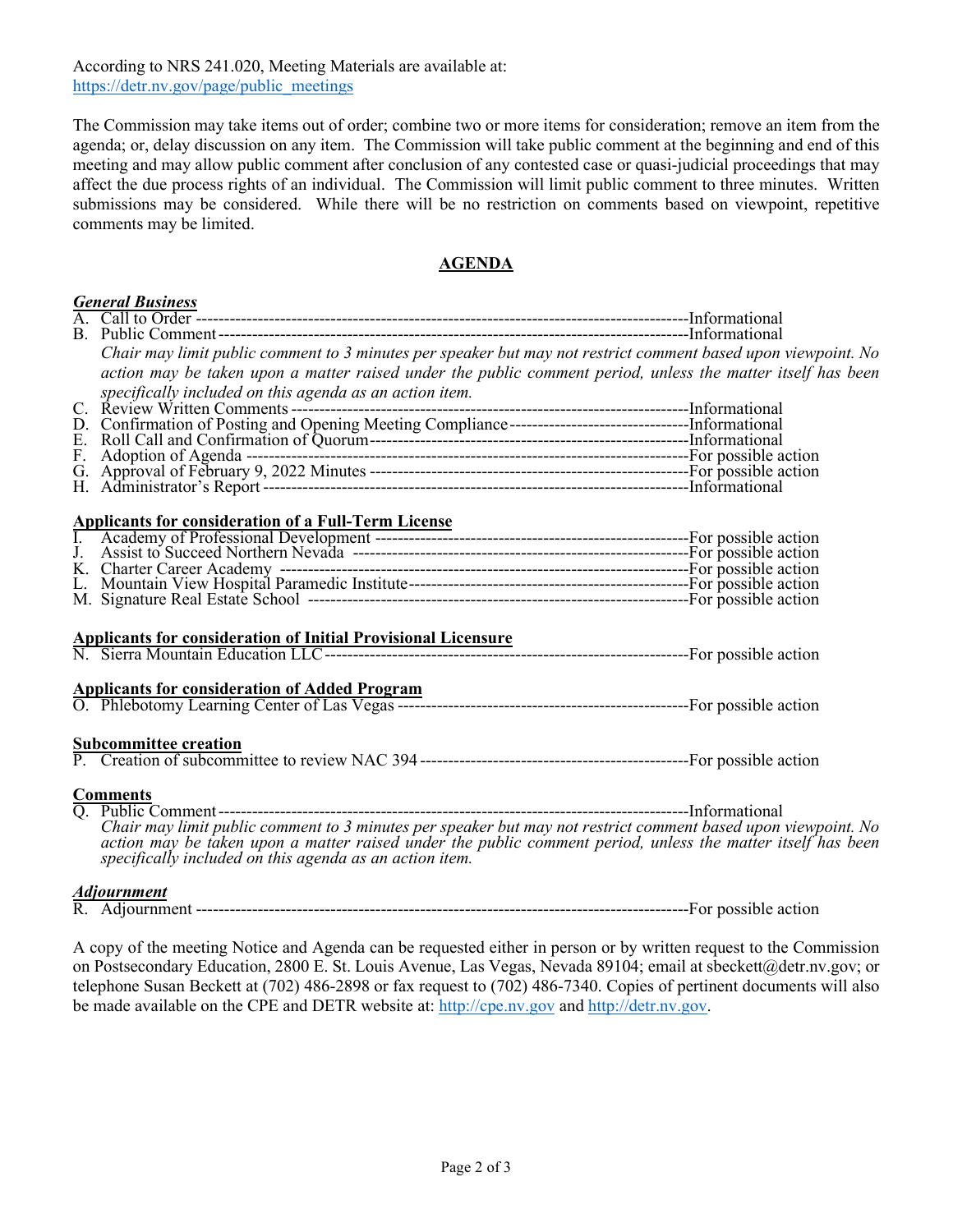According to NRS 241.020, Meeting Materials are available at: https://detr.nv.gov/page/public_meetings

The Commission may take items out of order; combine two or more items for consideration; remove an item from the agenda; or, delay discussion on any item. The Commission will take public comment at the beginning and end of this meeting and may allow public comment after conclusion of any contested case or quasi-judicial proceedings that may affect the due process rights of an individual. The Commission will limit public comment to three minutes. Written submissions may be considered. While there will be no restriction on comments based on viewpoint, repetitive comments may be limited.

## AGENDA

***General Business***

A. Call to Order ------------------------------------------------------------------------------------Informational

B. Public Comment--------------------------------------------------------------------------------Informational

*Chair may limit public comment to 3 minutes per speaker but may not restrict comment based upon viewpoint. No action may be taken upon a matter raised under the public comment period, unless the matter itself has been specifically included on this agenda as an action item.*

C. Review Written Comments ----------------------------------------------------------------------Informational

D. Confirmation of Posting and Opening Meeting Compliance--------------------------------Informational

E. Roll Call and Confirmation of Quorum---------------------------------------------------------Informational

F. Adoption of Agenda ------------------------------------------------------------------------------For possible action

G. Approval of February 9, 2022 Minutes ---------------------------------------------------------For possible action

H. Administrator's Report ---------------------------------------------------------------------------Informational

**Applicants for consideration of a Full-Term License**

I. Academy of Professional Development ---------------------------------------------------------For possible action

J. Assist to Succeed Northern Nevada ------------------------------------------------------------For possible action

K. Charter Career Academy ------------------------------------------------------------------------For possible action

L. Mountain View Hospital Paramedic Institute--------------------------------------------------For possible action

M. Signature Real Estate School -------------------------------------------------------------------For possible action

**Applicants for consideration of Initial Provisional Licensure**

N. Sierra Mountain Education LLC----------------------------------------------------------------For possible action

**Applicants for consideration of Added Program**

O. Phlebotomy Learning Center of Las Vegas ----------------------------------------------------For possible action

**Subcommittee creation**

P. Creation of subcommittee to review NAC 394 -----------------------------------------------For possible action

**Comments**

Q. Public Comment--------------------------------------------------------------------------------Informational

*Chair may limit public comment to 3 minutes per speaker but may not restrict comment based upon viewpoint. No action may be taken upon a matter raised under the public comment period, unless the matter itself has been specifically included on this agenda as an action item.*

***Adjournment***

R. Adjournment ---------------------------------------------------------------------------------------For possible action

A copy of the meeting Notice and Agenda can be requested either in person or by written request to the Commission on Postsecondary Education, 2800 E. St. Louis Avenue, Las Vegas, Nevada 89104; email at sbeckett@detr.nv.gov; or telephone Susan Beckett at (702) 486-2898 or fax request to (702) 486-7340. Copies of pertinent documents will also be made available on the CPE and DETR website at: http://cpe.nv.gov and http://detr.nv.gov.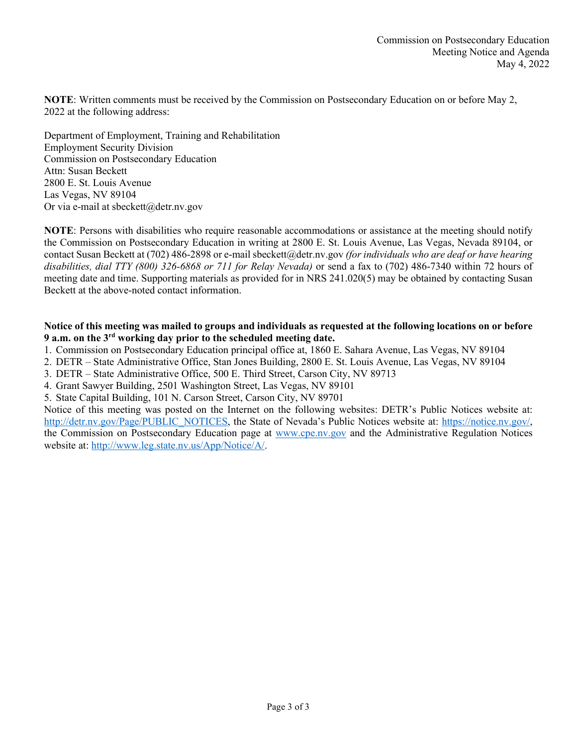**NOTE**: Written comments must be received by the Commission on Postsecondary Education on or before May 2, 2022 at the following address:

Department of Employment, Training and Rehabilitation
Employment Security Division
Commission on Postsecondary Education
Attn: Susan Beckett
2800 E. St. Louis Avenue
Las Vegas, NV 89104
Or via e-mail at sbeckett@detr.nv.gov

**NOTE**: Persons with disabilities who require reasonable accommodations or assistance at the meeting should notify the Commission on Postsecondary Education in writing at 2800 E. St. Louis Avenue, Las Vegas, Nevada 89104, or contact Susan Beckett at (702) 486-2898 or e-mail sbeckett@detr.nv.gov *(for individuals who are deaf or have hearing disabilities, dial TTY (800) 326-6868 or 711 for Relay Nevada)* or send a fax to (702) 486-7340 within 72 hours of meeting date and time. Supporting materials as provided for in NRS 241.020(5) may be obtained by contacting Susan Beckett at the above-noted contact information.

**Notice of this meeting was mailed to groups and individuals as requested at the following locations on or before 9 a.m. on the 3rd working day prior to the scheduled meeting date.**

1. Commission on Postsecondary Education principal office at, 1860 E. Sahara Avenue, Las Vegas, NV 89104
2. DETR – State Administrative Office, Stan Jones Building, 2800 E. St. Louis Avenue, Las Vegas, NV 89104
3. DETR – State Administrative Office, 500 E. Third Street, Carson City, NV 89713
4. Grant Sawyer Building, 2501 Washington Street, Las Vegas, NV 89101
5. State Capital Building, 101 N. Carson Street, Carson City, NV 89701

Notice of this meeting was posted on the Internet on the following websites: DETR's Public Notices website at: http://detr.nv.gov/Page/PUBLIC_NOTICES, the State of Nevada's Public Notices website at: https://notice.nv.gov/, the Commission on Postsecondary Education page at www.cpe.nv.gov and the Administrative Regulation Notices website at: http://www.leg.state.nv.us/App/Notice/A/.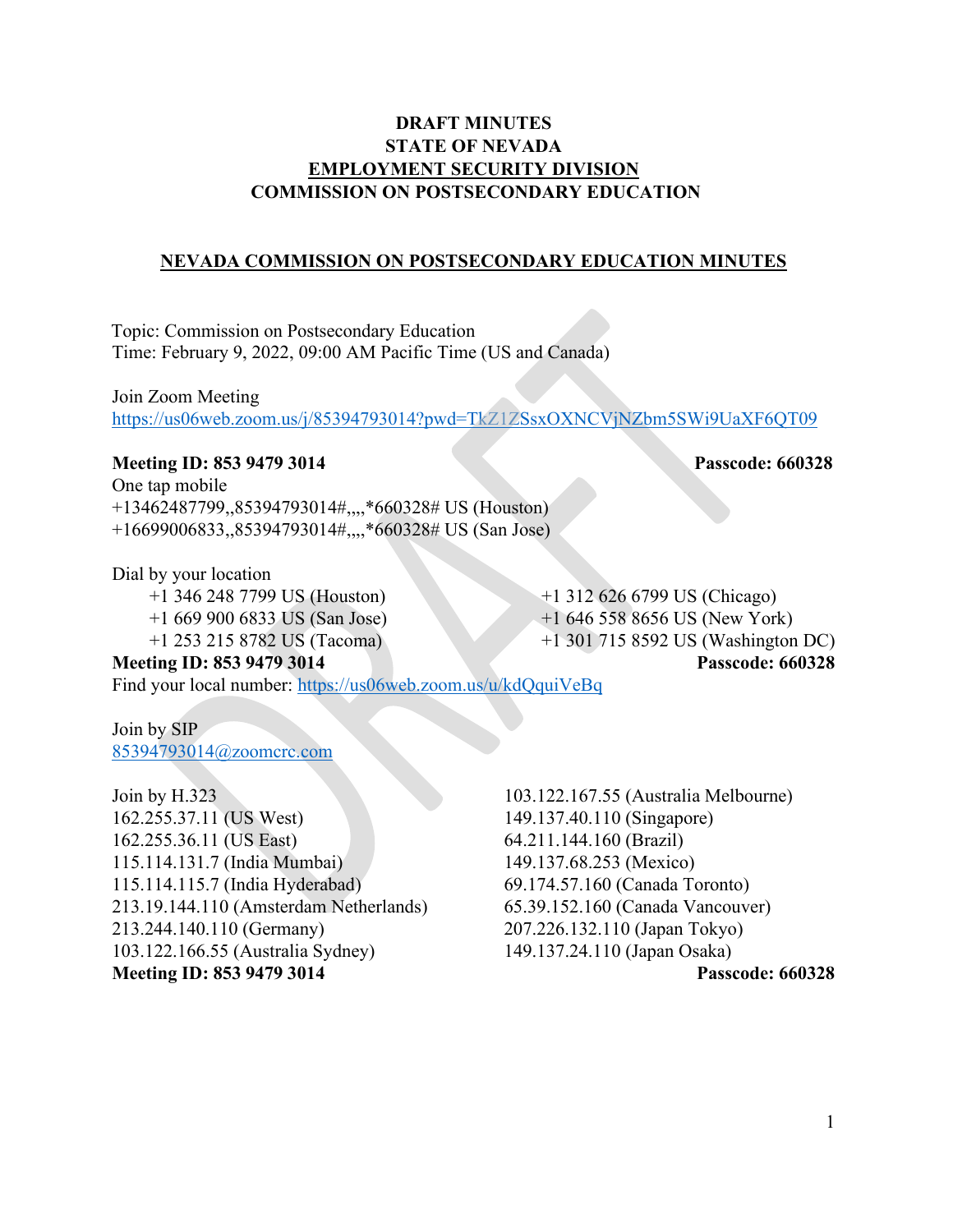# DRAFT MINUTES
# STATE OF NEVADA
# EMPLOYMENT SECURITY DIVISION
# COMMISSION ON POSTSECONDARY EDUCATION

## NEVADA COMMISSION ON POSTSECONDARY EDUCATION MINUTES

Topic: Commission on Postsecondary Education
Time: February 9, 2022, 09:00 AM Pacific Time (US and Canada)

Join Zoom Meeting
https://us06web.zoom.us/j/85394793014?pwd=TkZ1ZSsxOXNCVjNZbm5SWi9UaXF6QT09

**Meeting ID: 853 9479 3014** **Passcode: 660328**

One tap mobile
+13462487799,,85394793014#,,,,*660328# US (Houston)
+16699006833,,85394793014#,,,,*660328# US (San Jose)

Dial by your location

- +1 346 248 7799 US (Houston)
- +1 669 900 6833 US (San Jose)
- +1 253 215 8782 US (Tacoma)
- +1 312 626 6799 US (Chicago)
- +1 646 558 8656 US (New York)
- +1 301 715 8592 US (Washington DC)

**Meeting ID: 853 9479 3014** **Passcode: 660328**

Find your local number: https://us06web.zoom.us/u/kdQquiVeBq

Join by SIP
85394793014@zoomcrc.com

Join by H.323
162.255.37.11 (US West)
162.255.36.11 (US East)
115.114.131.7 (India Mumbai)
115.114.115.7 (India Hyderabad)
213.19.144.110 (Amsterdam Netherlands)
213.244.140.110 (Germany)
103.122.166.55 (Australia Sydney)
103.122.167.55 (Australia Melbourne)
149.137.40.110 (Singapore)
64.211.144.160 (Brazil)
149.137.68.253 (Mexico)
69.174.57.160 (Canada Toronto)
65.39.152.160 (Canada Vancouver)
207.226.132.110 (Japan Tokyo)
149.137.24.110 (Japan Osaka)

**Meeting ID: 853 9479 3014** **Passcode: 660328**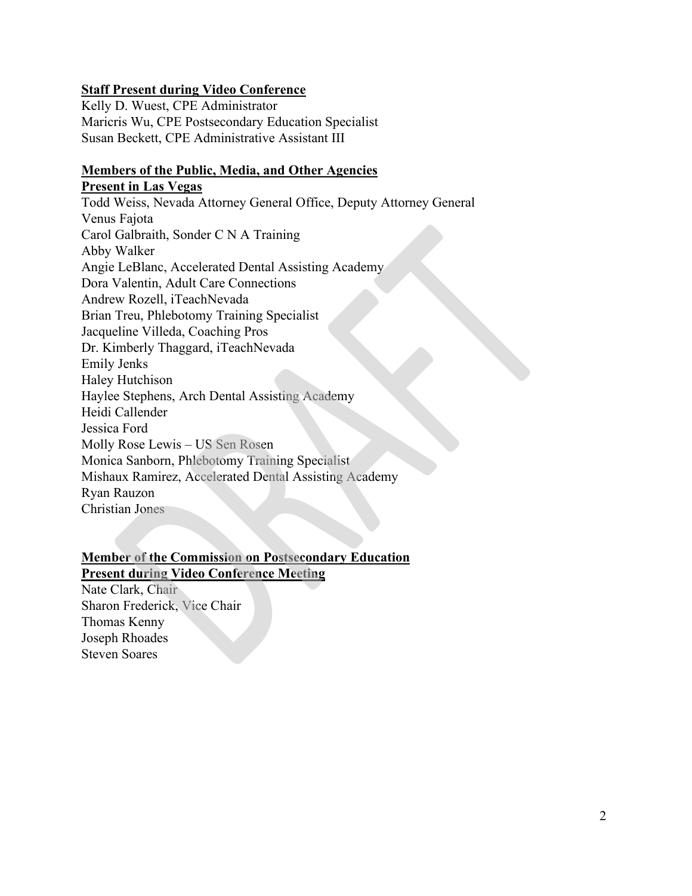**Staff Present during Video Conference**

Kelly D. Wuest, CPE Administrator
Maricris Wu, CPE Postsecondary Education Specialist
Susan Beckett, CPE Administrative Assistant III

**Members of the Public, Media, and Other Agencies**
**Present in Las Vegas**

Todd Weiss, Nevada Attorney General Office, Deputy Attorney General
Venus Fajota
Carol Galbraith, Sonder C N A Training
Abby Walker
Angie LeBlanc, Accelerated Dental Assisting Academy
Dora Valentin, Adult Care Connections
Andrew Rozell, iTeachNevada
Brian Treu, Phlebotomy Training Specialist
Jacqueline Villeda, Coaching Pros
Dr. Kimberly Thaggard, iTeachNevada
Emily Jenks
Haley Hutchison
Haylee Stephens, Arch Dental Assisting Academy
Heidi Callender
Jessica Ford
Molly Rose Lewis – US Sen Rosen
Monica Sanborn, Phlebotomy Training Specialist
Mishaux Ramirez, Accelerated Dental Assisting Academy
Ryan Rauzon
Christian Jones

**Member of the Commission on Postsecondary Education**
**Present during Video Conference Meeting**

Nate Clark, Chair
Sharon Frederick, Vice Chair
Thomas Kenny
Joseph Rhoades
Steven Soares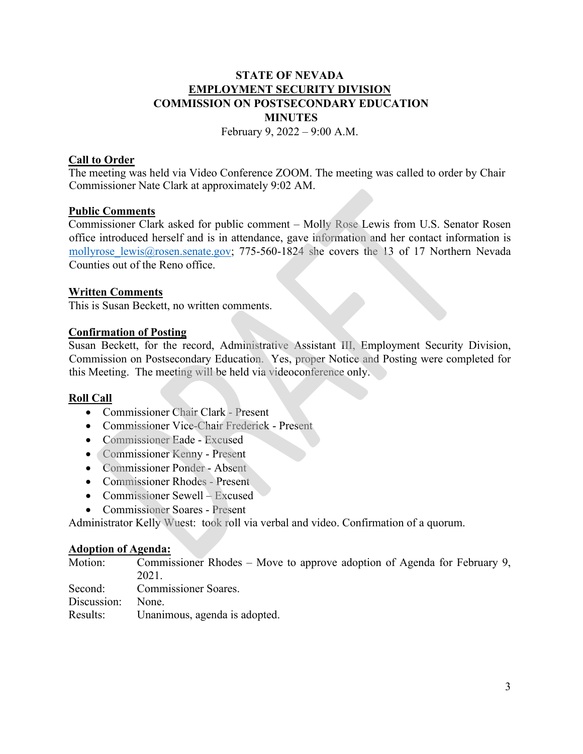# STATE OF NEVADA
## EMPLOYMENT SECURITY DIVISION
## COMMISSION ON POSTSECONDARY EDUCATION
## MINUTES

February 9, 2022 – 9:00 A.M.

**Call to Order**

The meeting was held via Video Conference ZOOM. The meeting was called to order by Chair Commissioner Nate Clark at approximately 9:02 AM.

**Public Comments**

Commissioner Clark asked for public comment – Molly Rose Lewis from U.S. Senator Rosen office introduced herself and is in attendance, gave information and her contact information is mollyrose_lewis@rosen.senate.gov; 775-560-1824 she covers the 13 of 17 Northern Nevada Counties out of the Reno office.

**Written Comments**

This is Susan Beckett, no written comments.

**Confirmation of Posting**

Susan Beckett, for the record, Administrative Assistant III, Employment Security Division, Commission on Postsecondary Education. Yes, proper Notice and Posting were completed for this Meeting. The meeting will be held via videoconference only.

**Roll Call**

- Commissioner Chair Clark - Present
- Commissioner Vice-Chair Frederick - Present
- Commissioner Eade - Excused
- Commissioner Kenny - Present
- Commissioner Ponder - Absent
- Commissioner Rhodes - Present
- Commissioner Sewell – Excused
- Commissioner Soares - Present

Administrator Kelly Wuest: took roll via verbal and video. Confirmation of a quorum.

**Adoption of Agenda:**

| | |
|---|---|
| Motion: | Commissioner Rhodes – Move to approve adoption of Agenda for February 9, 2021. |
| Second: | Commissioner Soares. |
| Discussion: | None. |
| Results: | Unanimous, agenda is adopted. |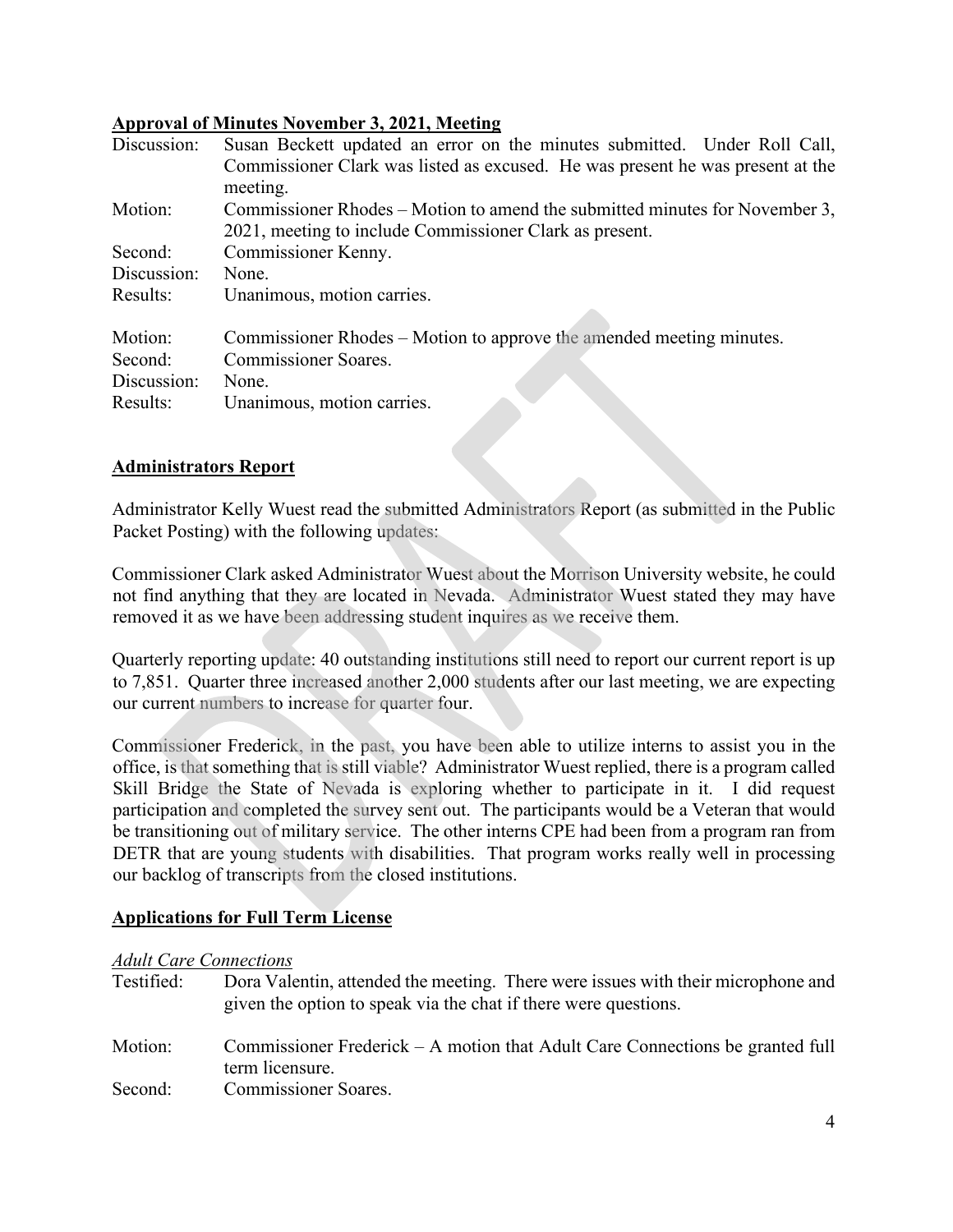**Approval of Minutes November 3, 2021, Meeting**

| | |
|---|---|
| Discussion: | Susan Beckett updated an error on the minutes submitted. Under Roll Call, Commissioner Clark was listed as excused. He was present he was present at the meeting. |
| Motion: | Commissioner Rhodes – Motion to amend the submitted minutes for November 3, 2021, meeting to include Commissioner Clark as present. |
| Second: | Commissioner Kenny. |
| Discussion: | None. |
| Results: | Unanimous, motion carries. |

| | |
|---|---|
| Motion: | Commissioner Rhodes – Motion to approve the amended meeting minutes. |
| Second: | Commissioner Soares. |
| Discussion: | None. |
| Results: | Unanimous, motion carries. |

**Administrators Report**

Administrator Kelly Wuest read the submitted Administrators Report (as submitted in the Public Packet Posting) with the following updates:

Commissioner Clark asked Administrator Wuest about the Morrison University website, he could not find anything that they are located in Nevada. Administrator Wuest stated they may have removed it as we have been addressing student inquires as we receive them.

Quarterly reporting update: 40 outstanding institutions still need to report our current report is up to 7,851. Quarter three increased another 2,000 students after our last meeting, we are expecting our current numbers to increase for quarter four.

Commissioner Frederick, in the past, you have been able to utilize interns to assist you in the office, is that something that is still viable? Administrator Wuest replied, there is a program called Skill Bridge the State of Nevada is exploring whether to participate in it. I did request participation and completed the survey sent out. The participants would be a Veteran that would be transitioning out of military service. The other interns CPE had been from a program ran from DETR that are young students with disabilities. That program works really well in processing our backlog of transcripts from the closed institutions.

**Applications for Full Term License**

*Adult Care Connections*

| | |
|---|---|
| Testified: | Dora Valentin, attended the meeting. There were issues with their microphone and given the option to speak via the chat if there were questions. |
| Motion: | Commissioner Frederick – A motion that Adult Care Connections be granted full term licensure. |
| Second: | Commissioner Soares. |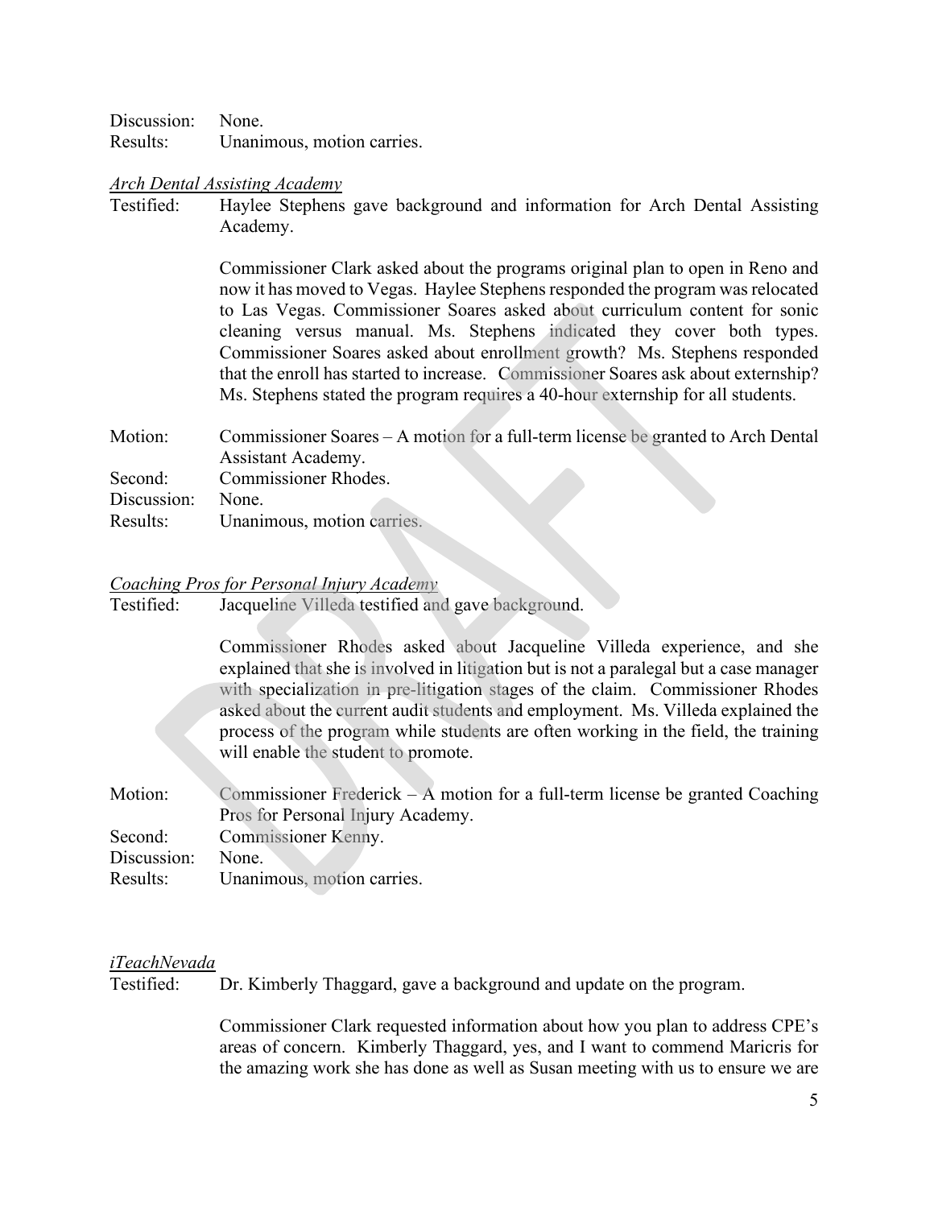Discussion: None.
Results: Unanimous, motion carries.

*Arch Dental Assisting Academy*

Testified: Haylee Stephens gave background and information for Arch Dental Assisting Academy.

Commissioner Clark asked about the programs original plan to open in Reno and now it has moved to Vegas. Haylee Stephens responded the program was relocated to Las Vegas. Commissioner Soares asked about curriculum content for sonic cleaning versus manual. Ms. Stephens indicated they cover both types. Commissioner Soares asked about enrollment growth? Ms. Stephens responded that the enroll has started to increase. Commissioner Soares ask about externship? Ms. Stephens stated the program requires a 40-hour externship for all students.

Motion: Commissioner Soares – A motion for a full-term license be granted to Arch Dental Assistant Academy.
Second: Commissioner Rhodes.
Discussion: None.
Results: Unanimous, motion carries.

*Coaching Pros for Personal Injury Academy*

Testified: Jacqueline Villeda testified and gave background.

Commissioner Rhodes asked about Jacqueline Villeda experience, and she explained that she is involved in litigation but is not a paralegal but a case manager with specialization in pre-litigation stages of the claim. Commissioner Rhodes asked about the current audit students and employment. Ms. Villeda explained the process of the program while students are often working in the field, the training will enable the student to promote.

Motion: Commissioner Frederick – A motion for a full-term license be granted Coaching Pros for Personal Injury Academy.
Second: Commissioner Kenny.
Discussion: None.
Results: Unanimous, motion carries.

*iTeachNevada*

Testified: Dr. Kimberly Thaggard, gave a background and update on the program.

Commissioner Clark requested information about how you plan to address CPE's areas of concern. Kimberly Thaggard, yes, and I want to commend Maricris for the amazing work she has done as well as Susan meeting with us to ensure we are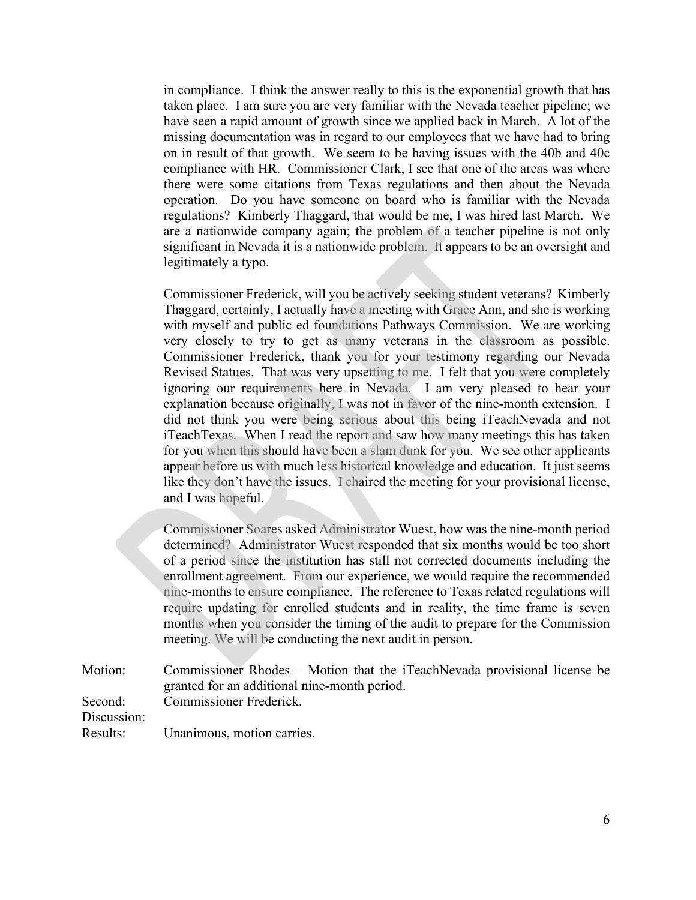in compliance. I think the answer really to this is the exponential growth that has taken place. I am sure you are very familiar with the Nevada teacher pipeline; we have seen a rapid amount of growth since we applied back in March. A lot of the missing documentation was in regard to our employees that we have had to bring on in result of that growth. We seem to be having issues with the 40b and 40c compliance with HR. Commissioner Clark, I see that one of the areas was where there were some citations from Texas regulations and then about the Nevada operation. Do you have someone on board who is familiar with the Nevada regulations? Kimberly Thaggard, that would be me, I was hired last March. We are a nationwide company again; the problem of a teacher pipeline is not only significant in Nevada it is a nationwide problem. It appears to be an oversight and legitimately a typo.

Commissioner Frederick, will you be actively seeking student veterans? Kimberly Thaggard, certainly, I actually have a meeting with Grace Ann, and she is working with myself and public ed foundations Pathways Commission. We are working very closely to try to get as many veterans in the classroom as possible. Commissioner Frederick, thank you for your testimony regarding our Nevada Revised Statues. That was very upsetting to me. I felt that you were completely ignoring our requirements here in Nevada. I am very pleased to hear your explanation because originally, I was not in favor of the nine-month extension. I did not think you were being serious about this being iTeachNevada and not iTeachTexas. When I read the report and saw how many meetings this has taken for you when this should have been a slam dunk for you. We see other applicants appear before us with much less historical knowledge and education. It just seems like they don't have the issues. I chaired the meeting for your provisional license, and I was hopeful.

Commissioner Soares asked Administrator Wuest, how was the nine-month period determined? Administrator Wuest responded that six months would be too short of a period since the institution has still not corrected documents including the enrollment agreement. From our experience, we would require the recommended nine-months to ensure compliance. The reference to Texas related regulations will require updating for enrolled students and in reality, the time frame is seven months when you consider the timing of the audit to prepare for the Commission meeting. We will be conducting the next audit in person.

Motion: Commissioner Rhodes – Motion that the iTeachNevada provisional license be granted for an additional nine-month period.
Second: Commissioner Frederick.
Discussion:
Results: Unanimous, motion carries.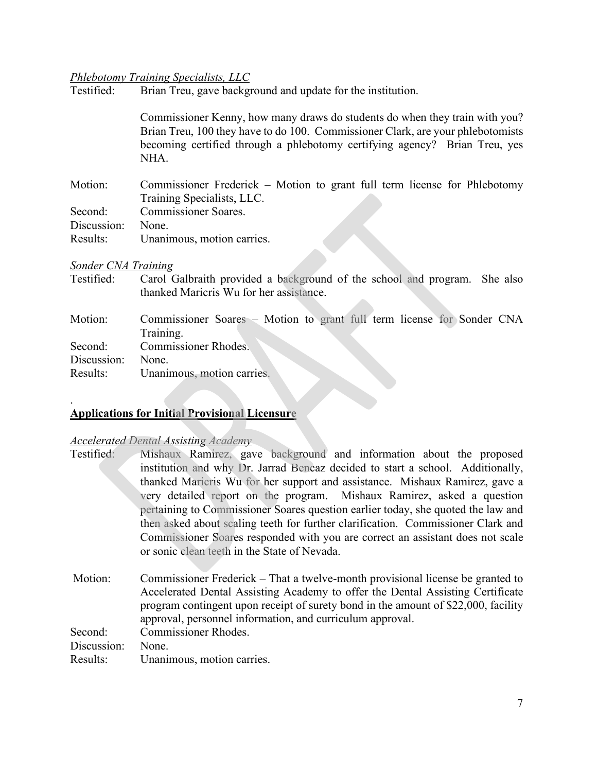*Phlebotomy Training Specialists, LLC*

Testified: Brian Treu, gave background and update for the institution.

Commissioner Kenny, how many draws do students do when they train with you? Brian Treu, 100 they have to do 100. Commissioner Clark, are your phlebotomists becoming certified through a phlebotomy certifying agency? Brian Treu, yes NHA.

Motion: Commissioner Frederick – Motion to grant full term license for Phlebotomy Training Specialists, LLC.
Second: Commissioner Soares.
Discussion: None.
Results: Unanimous, motion carries.

*Sonder CNA Training*

Testified: Carol Galbraith provided a background of the school and program. She also thanked Maricris Wu for her assistance.

Motion: Commissioner Soares – Motion to grant full term license for Sonder CNA Training.
Second: Commissioner Rhodes.
Discussion: None.
Results: Unanimous, motion carries.

.

**Applications for Initial Provisional Licensure**

*Accelerated Dental Assisting Academy*

Testified: Mishaux Ramirez, gave background and information about the proposed institution and why Dr. Jarrad Bencaz decided to start a school. Additionally, thanked Maricris Wu for her support and assistance. Mishaux Ramirez, gave a very detailed report on the program. Mishaux Ramirez, asked a question pertaining to Commissioner Soares question earlier today, she quoted the law and then asked about scaling teeth for further clarification. Commissioner Clark and Commissioner Soares responded with you are correct an assistant does not scale or sonic clean teeth in the State of Nevada.

Motion: Commissioner Frederick – That a twelve-month provisional license be granted to Accelerated Dental Assisting Academy to offer the Dental Assisting Certificate program contingent upon receipt of surety bond in the amount of $22,000, facility approval, personnel information, and curriculum approval.
Second: Commissioner Rhodes.
Discussion: None.
Results: Unanimous, motion carries.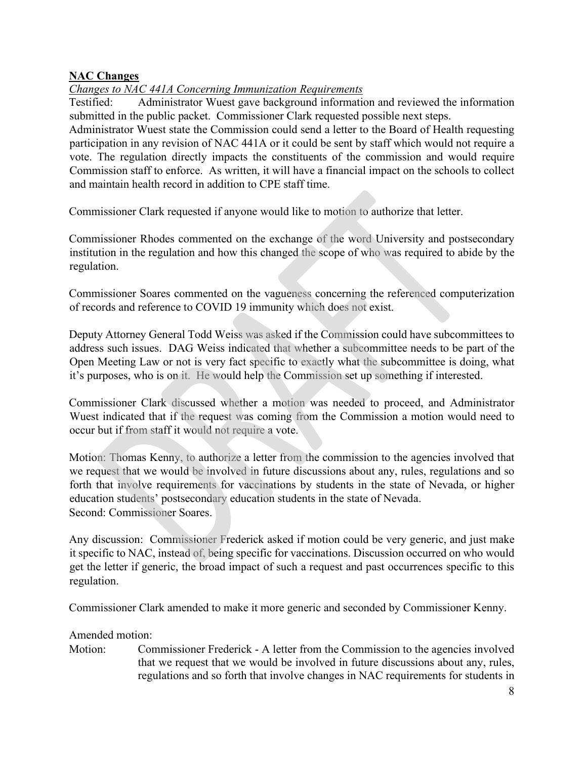**NAC Changes**

*Changes to NAC 441A Concerning Immunization Requirements*

Testified: Administrator Wuest gave background information and reviewed the information submitted in the public packet. Commissioner Clark requested possible next steps.

Administrator Wuest state the Commission could send a letter to the Board of Health requesting participation in any revision of NAC 441A or it could be sent by staff which would not require a vote. The regulation directly impacts the constituents of the commission and would require Commission staff to enforce. As written, it will have a financial impact on the schools to collect and maintain health record in addition to CPE staff time.

Commissioner Clark requested if anyone would like to motion to authorize that letter.

Commissioner Rhodes commented on the exchange of the word University and postsecondary institution in the regulation and how this changed the scope of who was required to abide by the regulation.

Commissioner Soares commented on the vagueness concerning the referenced computerization of records and reference to COVID 19 immunity which does not exist.

Deputy Attorney General Todd Weiss was asked if the Commission could have subcommittees to address such issues. DAG Weiss indicated that whether a subcommittee needs to be part of the Open Meeting Law or not is very fact specific to exactly what the subcommittee is doing, what it's purposes, who is on it. He would help the Commission set up something if interested.

Commissioner Clark discussed whether a motion was needed to proceed, and Administrator Wuest indicated that if the request was coming from the Commission a motion would need to occur but if from staff it would not require a vote.

Motion: Thomas Kenny, to authorize a letter from the commission to the agencies involved that we request that we would be involved in future discussions about any, rules, regulations and so forth that involve requirements for vaccinations by students in the state of Nevada, or higher education students' postsecondary education students in the state of Nevada.
Second: Commissioner Soares.

Any discussion: Commissioner Frederick asked if motion could be very generic, and just make it specific to NAC, instead of, being specific for vaccinations. Discussion occurred on who would get the letter if generic, the broad impact of such a request and past occurrences specific to this regulation.

Commissioner Clark amended to make it more generic and seconded by Commissioner Kenny.

Amended motion:

Motion: Commissioner Frederick - A letter from the Commission to the agencies involved that we request that we would be involved in future discussions about any, rules, regulations and so forth that involve changes in NAC requirements for students in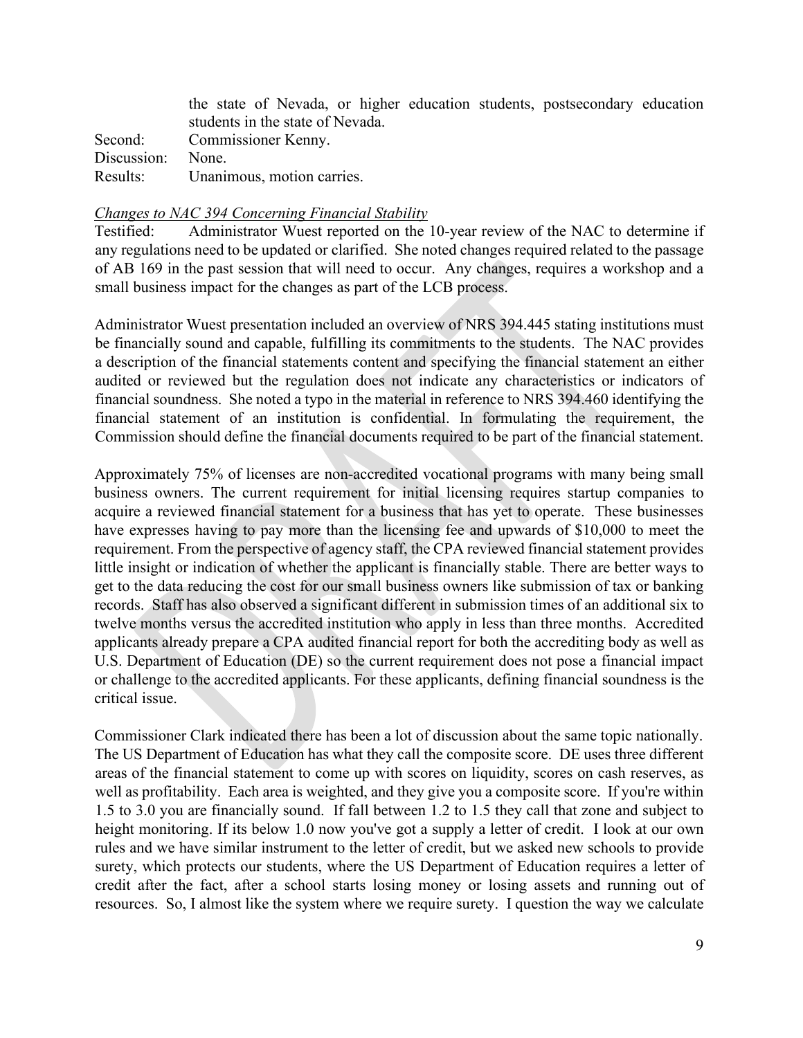the state of Nevada, or higher education students, postsecondary education students in the state of Nevada.

Second: Commissioner Kenny.
Discussion: None.
Results: Unanimous, motion carries.

*Changes to NAC 394 Concerning Financial Stability*

Testified: Administrator Wuest reported on the 10-year review of the NAC to determine if any regulations need to be updated or clarified. She noted changes required related to the passage of AB 169 in the past session that will need to occur. Any changes, requires a workshop and a small business impact for the changes as part of the LCB process.

Administrator Wuest presentation included an overview of NRS 394.445 stating institutions must be financially sound and capable, fulfilling its commitments to the students. The NAC provides a description of the financial statements content and specifying the financial statement an either audited or reviewed but the regulation does not indicate any characteristics or indicators of financial soundness. She noted a typo in the material in reference to NRS 394.460 identifying the financial statement of an institution is confidential. In formulating the requirement, the Commission should define the financial documents required to be part of the financial statement.

Approximately 75% of licenses are non-accredited vocational programs with many being small business owners. The current requirement for initial licensing requires startup companies to acquire a reviewed financial statement for a business that has yet to operate. These businesses have expresses having to pay more than the licensing fee and upwards of $10,000 to meet the requirement. From the perspective of agency staff, the CPA reviewed financial statement provides little insight or indication of whether the applicant is financially stable. There are better ways to get to the data reducing the cost for our small business owners like submission of tax or banking records. Staff has also observed a significant different in submission times of an additional six to twelve months versus the accredited institution who apply in less than three months. Accredited applicants already prepare a CPA audited financial report for both the accrediting body as well as U.S. Department of Education (DE) so the current requirement does not pose a financial impact or challenge to the accredited applicants. For these applicants, defining financial soundness is the critical issue.

Commissioner Clark indicated there has been a lot of discussion about the same topic nationally. The US Department of Education has what they call the composite score. DE uses three different areas of the financial statement to come up with scores on liquidity, scores on cash reserves, as well as profitability. Each area is weighted, and they give you a composite score. If you're within 1.5 to 3.0 you are financially sound. If fall between 1.2 to 1.5 they call that zone and subject to height monitoring. If its below 1.0 now you've got a supply a letter of credit. I look at our own rules and we have similar instrument to the letter of credit, but we asked new schools to provide surety, which protects our students, where the US Department of Education requires a letter of credit after the fact, after a school starts losing money or losing assets and running out of resources. So, I almost like the system where we require surety. I question the way we calculate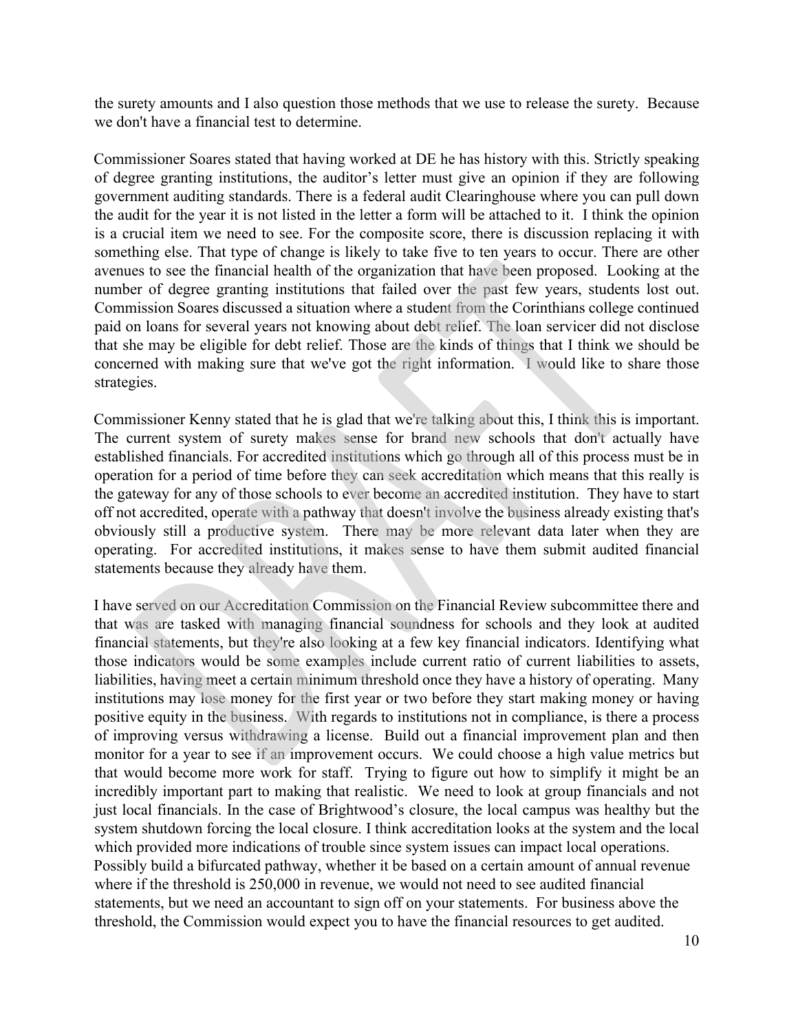the surety amounts and I also question those methods that we use to release the surety. Because we don't have a financial test to determine.

Commissioner Soares stated that having worked at DE he has history with this. Strictly speaking of degree granting institutions, the auditor's letter must give an opinion if they are following government auditing standards. There is a federal audit Clearinghouse where you can pull down the audit for the year it is not listed in the letter a form will be attached to it. I think the opinion is a crucial item we need to see. For the composite score, there is discussion replacing it with something else. That type of change is likely to take five to ten years to occur. There are other avenues to see the financial health of the organization that have been proposed. Looking at the number of degree granting institutions that failed over the past few years, students lost out. Commission Soares discussed a situation where a student from the Corinthians college continued paid on loans for several years not knowing about debt relief. The loan servicer did not disclose that she may be eligible for debt relief. Those are the kinds of things that I think we should be concerned with making sure that we've got the right information. I would like to share those strategies.

Commissioner Kenny stated that he is glad that we're talking about this, I think this is important. The current system of surety makes sense for brand new schools that don't actually have established financials. For accredited institutions which go through all of this process must be in operation for a period of time before they can seek accreditation which means that this really is the gateway for any of those schools to ever become an accredited institution. They have to start off not accredited, operate with a pathway that doesn't involve the business already existing that's obviously still a productive system. There may be more relevant data later when they are operating. For accredited institutions, it makes sense to have them submit audited financial statements because they already have them.

I have served on our Accreditation Commission on the Financial Review subcommittee there and that was are tasked with managing financial soundness for schools and they look at audited financial statements, but they're also looking at a few key financial indicators. Identifying what those indicators would be some examples include current ratio of current liabilities to assets, liabilities, having meet a certain minimum threshold once they have a history of operating. Many institutions may lose money for the first year or two before they start making money or having positive equity in the business. With regards to institutions not in compliance, is there a process of improving versus withdrawing a license. Build out a financial improvement plan and then monitor for a year to see if an improvement occurs. We could choose a high value metrics but that would become more work for staff. Trying to figure out how to simplify it might be an incredibly important part to making that realistic. We need to look at group financials and not just local financials. In the case of Brightwood's closure, the local campus was healthy but the system shutdown forcing the local closure. I think accreditation looks at the system and the local which provided more indications of trouble since system issues can impact local operations. Possibly build a bifurcated pathway, whether it be based on a certain amount of annual revenue where if the threshold is 250,000 in revenue, we would not need to see audited financial statements, but we need an accountant to sign off on your statements. For business above the threshold, the Commission would expect you to have the financial resources to get audited.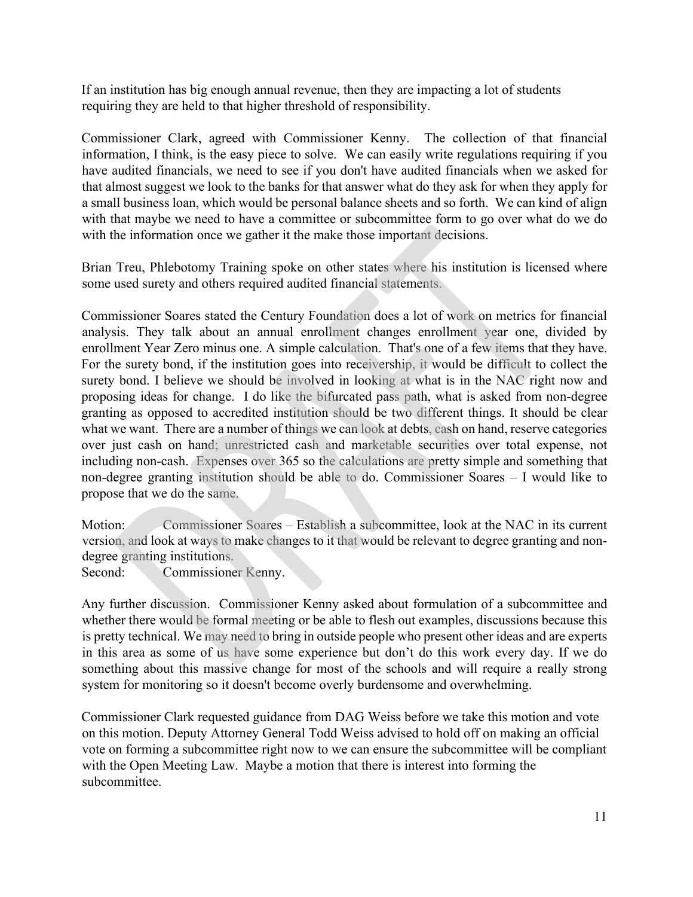If an institution has big enough annual revenue, then they are impacting a lot of students requiring they are held to that higher threshold of responsibility.

Commissioner Clark, agreed with Commissioner Kenny. The collection of that financial information, I think, is the easy piece to solve. We can easily write regulations requiring if you have audited financials, we need to see if you don't have audited financials when we asked for that almost suggest we look to the banks for that answer what do they ask for when they apply for a small business loan, which would be personal balance sheets and so forth. We can kind of align with that maybe we need to have a committee or subcommittee form to go over what do we do with the information once we gather it the make those important decisions.

Brian Treu, Phlebotomy Training spoke on other states where his institution is licensed where some used surety and others required audited financial statements.

Commissioner Soares stated the Century Foundation does a lot of work on metrics for financial analysis. They talk about an annual enrollment changes enrollment year one, divided by enrollment Year Zero minus one. A simple calculation. That's one of a few items that they have. For the surety bond, if the institution goes into receivership, it would be difficult to collect the surety bond. I believe we should be involved in looking at what is in the NAC right now and proposing ideas for change. I do like the bifurcated pass path, what is asked from non-degree granting as opposed to accredited institution should be two different things. It should be clear what we want. There are a number of things we can look at debts, cash on hand, reserve categories over just cash on hand; unrestricted cash and marketable securities over total expense, not including non-cash. Expenses over 365 so the calculations are pretty simple and something that non-degree granting institution should be able to do. Commissioner Soares – I would like to propose that we do the same.

Motion: Commissioner Soares – Establish a subcommittee, look at the NAC in its current version, and look at ways to make changes to it that would be relevant to degree granting and non-degree granting institutions.
Second: Commissioner Kenny.

Any further discussion. Commissioner Kenny asked about formulation of a subcommittee and whether there would be formal meeting or be able to flesh out examples, discussions because this is pretty technical. We may need to bring in outside people who present other ideas and are experts in this area as some of us have some experience but don't do this work every day. If we do something about this massive change for most of the schools and will require a really strong system for monitoring so it doesn't become overly burdensome and overwhelming.

Commissioner Clark requested guidance from DAG Weiss before we take this motion and vote on this motion. Deputy Attorney General Todd Weiss advised to hold off on making an official vote on forming a subcommittee right now to we can ensure the subcommittee will be compliant with the Open Meeting Law. Maybe a motion that there is interest into forming the subcommittee.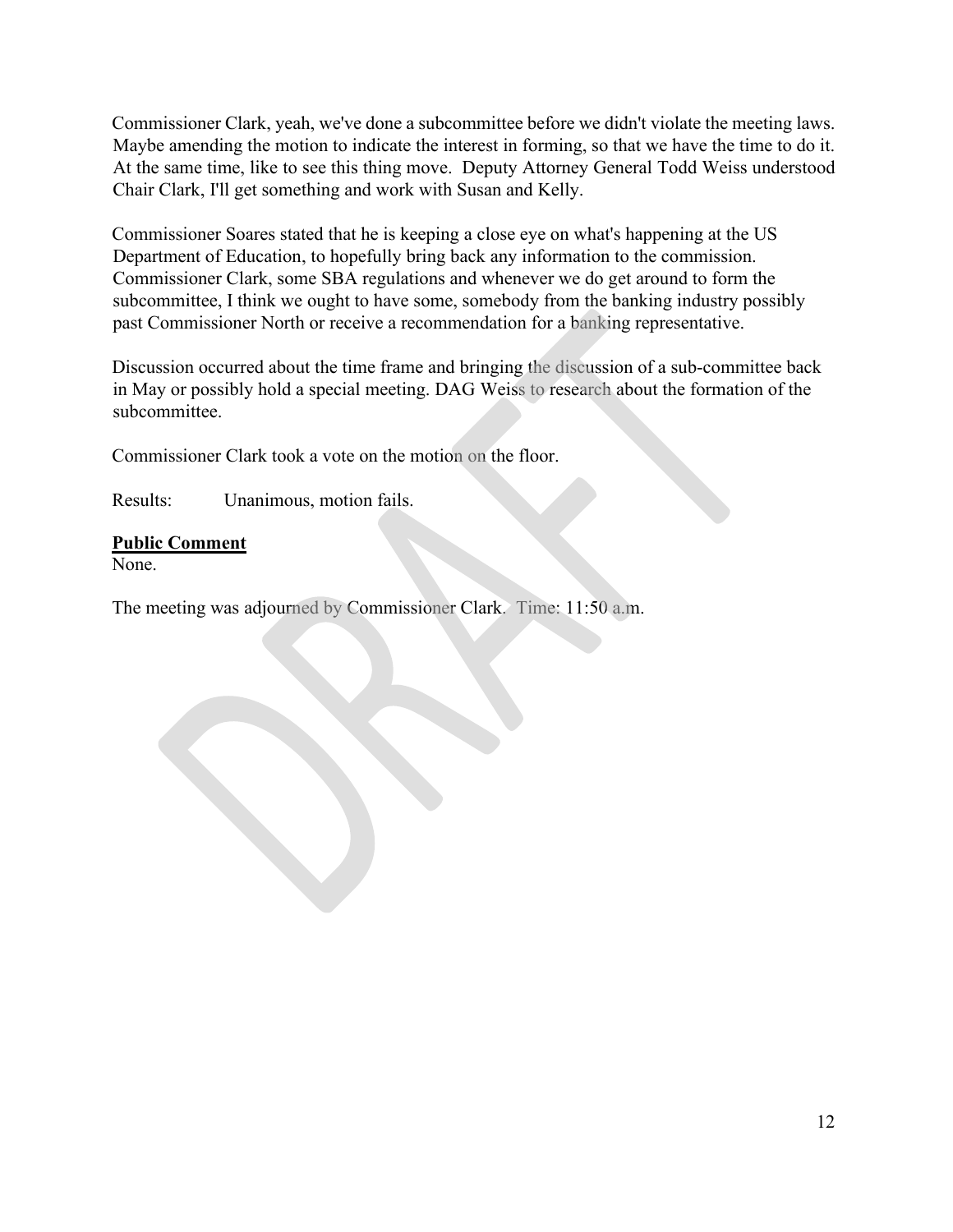Commissioner Clark, yeah, we've done a subcommittee before we didn't violate the meeting laws. Maybe amending the motion to indicate the interest in forming, so that we have the time to do it. At the same time, like to see this thing move. Deputy Attorney General Todd Weiss understood Chair Clark, I'll get something and work with Susan and Kelly.

Commissioner Soares stated that he is keeping a close eye on what's happening at the US Department of Education, to hopefully bring back any information to the commission. Commissioner Clark, some SBA regulations and whenever we do get around to form the subcommittee, I think we ought to have some, somebody from the banking industry possibly past Commissioner North or receive a recommendation for a banking representative.

Discussion occurred about the time frame and bringing the discussion of a sub-committee back in May or possibly hold a special meeting. DAG Weiss to research about the formation of the subcommittee.

Commissioner Clark took a vote on the motion on the floor.

Results: Unanimous, motion fails.

**Public Comment**

None.

The meeting was adjourned by Commissioner Clark. Time: 11:50 a.m.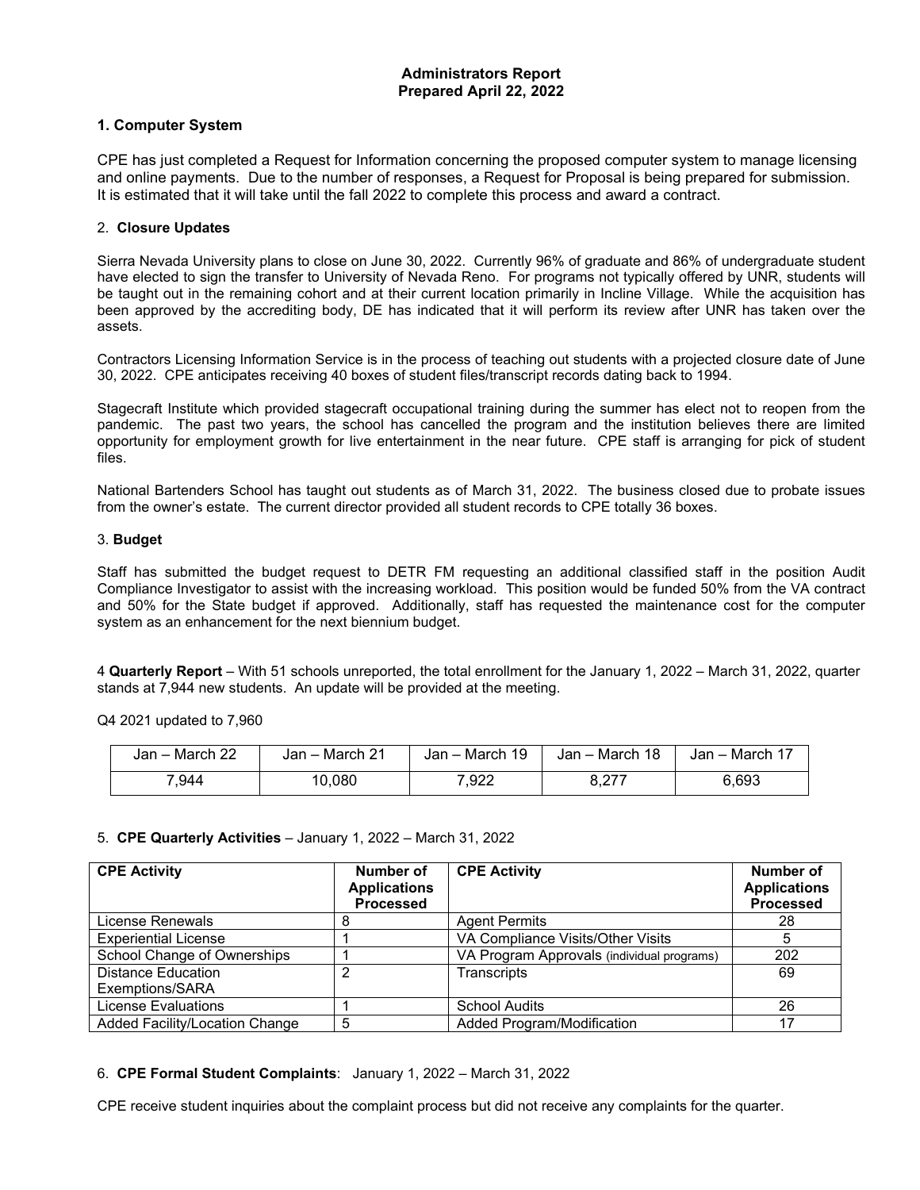**Administrators Report**
**Prepared April 22, 2022**

## 1. Computer System

CPE has just completed a Request for Information concerning the proposed computer system to manage licensing and online payments. Due to the number of responses, a Request for Proposal is being prepared for submission. It is estimated that it will take until the fall 2022 to complete this process and award a contract.

## 2. Closure Updates

Sierra Nevada University plans to close on June 30, 2022. Currently 96% of graduate and 86% of undergraduate student have elected to sign the transfer to University of Nevada Reno. For programs not typically offered by UNR, students will be taught out in the remaining cohort and at their current location primarily in Incline Village. While the acquisition has been approved by the accrediting body, DE has indicated that it will perform its review after UNR has taken over the assets.

Contractors Licensing Information Service is in the process of teaching out students with a projected closure date of June 30, 2022. CPE anticipates receiving 40 boxes of student files/transcript records dating back to 1994.

Stagecraft Institute which provided stagecraft occupational training during the summer has elect not to reopen from the pandemic. The past two years, the school has cancelled the program and the institution believes there are limited opportunity for employment growth for live entertainment in the near future. CPE staff is arranging for pick of student files.

National Bartenders School has taught out students as of March 31, 2022. The business closed due to probate issues from the owner's estate. The current director provided all student records to CPE totally 36 boxes.

## 3. Budget

Staff has submitted the budget request to DETR FM requesting an additional classified staff in the position Audit Compliance Investigator to assist with the increasing workload. This position would be funded 50% from the VA contract and 50% for the State budget if approved. Additionally, staff has requested the maintenance cost for the computer system as an enhancement for the next biennium budget.

4 **Quarterly Report** – With 51 schools unreported, the total enrollment for the January 1, 2022 – March 31, 2022, quarter stands at 7,944 new students. An update will be provided at the meeting.

Q4 2021 updated to 7,960

| Jan – March 22 | Jan – March 21 | Jan – March 19 | Jan – March 18 | Jan – March 17 |
|---|---|---|---|---|
| 7,944 | 10,080 | 7,922 | 8,277 | 6,693 |

## 5. CPE Quarterly Activities – January 1, 2022 – March 31, 2022

| CPE Activity | Number of Applications Processed | CPE Activity | Number of Applications Processed |
|---|---|---|---|
| License Renewals | 8 | Agent Permits | 28 |
| Experiential License | 1 | VA Compliance Visits/Other Visits | 5 |
| School Change of Ownerships | 1 | VA Program Approvals (individual programs) | 202 |
| Distance Education Exemptions/SARA | 2 | Transcripts | 69 |
| License Evaluations | 1 | School Audits | 26 |
| Added Facility/Location Change | 5 | Added Program/Modification | 17 |

## 6. CPE Formal Student Complaints: January 1, 2022 – March 31, 2022

CPE receive student inquiries about the complaint process but did not receive any complaints for the quarter.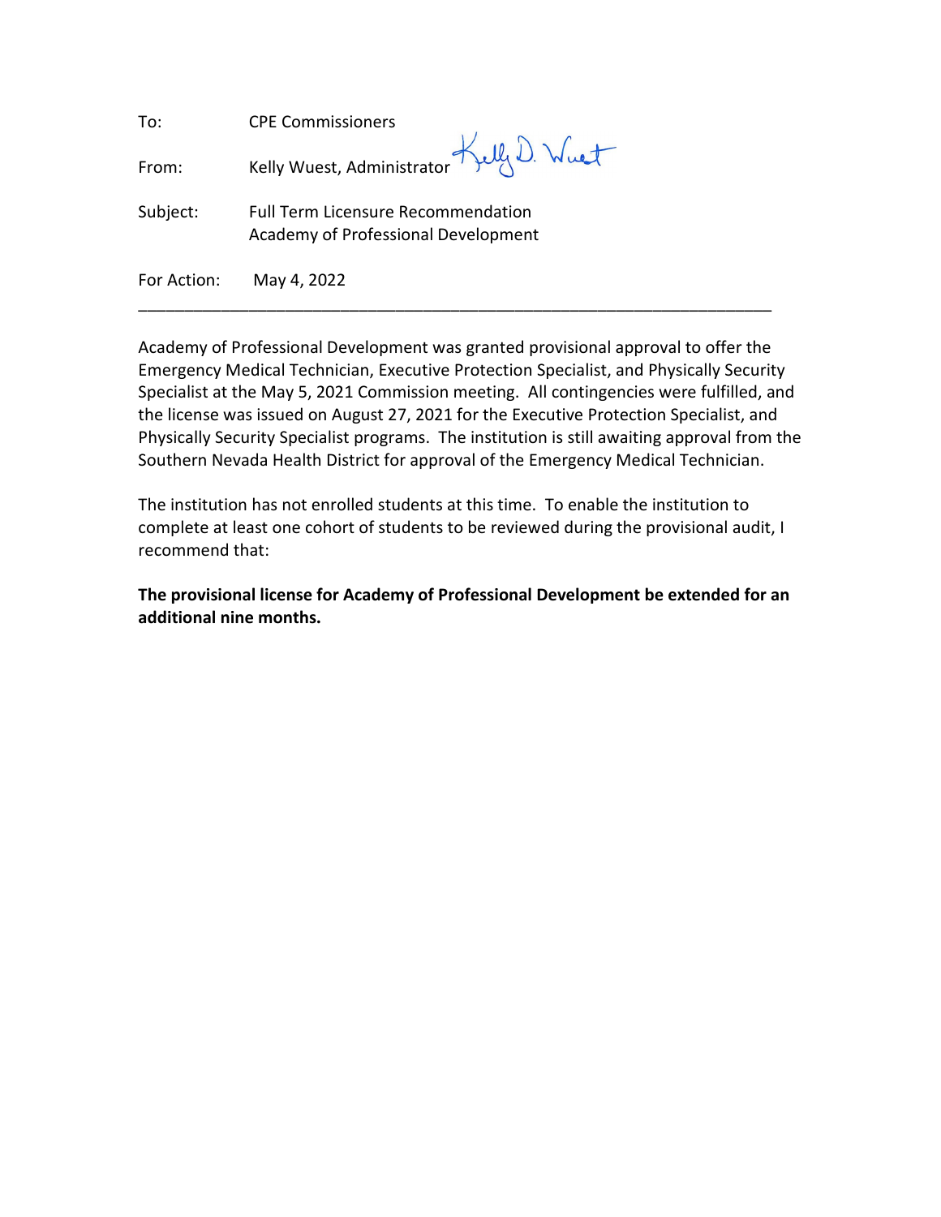To: CPE Commissioners

From: Kelly Wuest, Administrator

Subject: Full Term Licensure Recommendation
Academy of Professional Development

For Action: May 4, 2022

---

Academy of Professional Development was granted provisional approval to offer the Emergency Medical Technician, Executive Protection Specialist, and Physically Security Specialist at the May 5, 2021 Commission meeting. All contingencies were fulfilled, and the license was issued on August 27, 2021 for the Executive Protection Specialist, and Physically Security Specialist programs. The institution is still awaiting approval from the Southern Nevada Health District for approval of the Emergency Medical Technician.

The institution has not enrolled students at this time. To enable the institution to complete at least one cohort of students to be reviewed during the provisional audit, I recommend that:

**The provisional license for Academy of Professional Development be extended for an additional nine months.**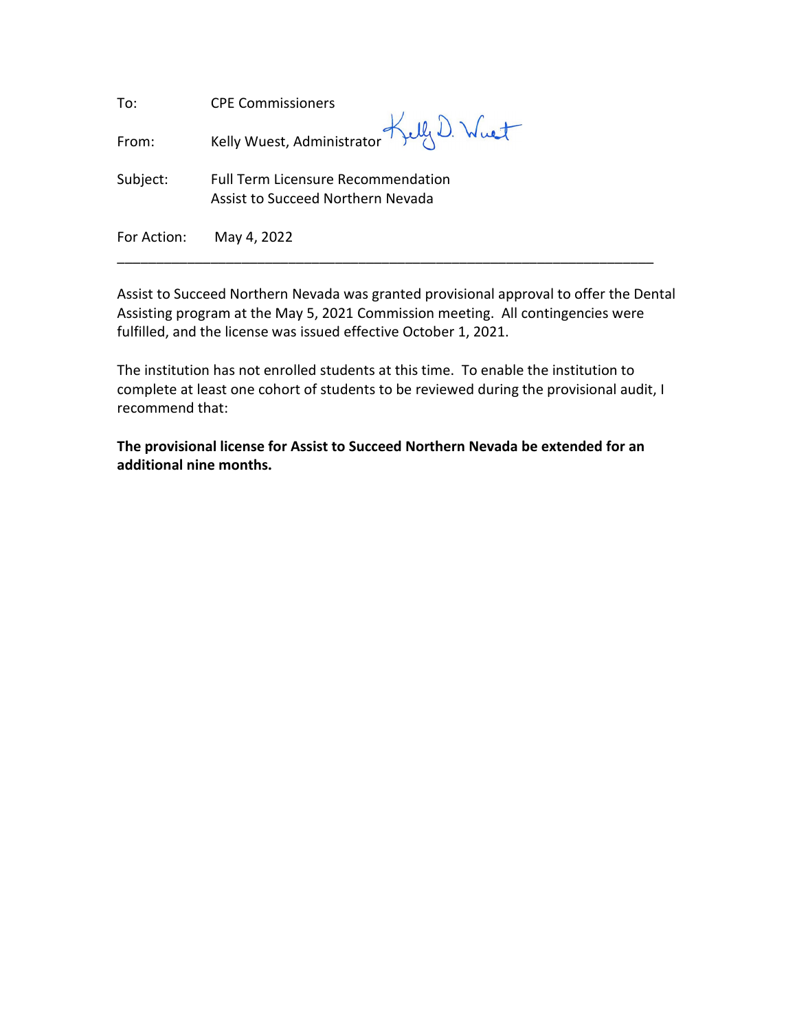| | |
|---|---|
| To: | CPE Commissioners |
| From: | Kelly Wuest, Administrator |
| Subject: | Full Term Licensure Recommendation<br>Assist to Succeed Northern Nevada |
| For Action: | May 4, 2022 |

---

Assist to Succeed Northern Nevada was granted provisional approval to offer the Dental Assisting program at the May 5, 2021 Commission meeting. All contingencies were fulfilled, and the license was issued effective October 1, 2021.

The institution has not enrolled students at this time. To enable the institution to complete at least one cohort of students to be reviewed during the provisional audit, I recommend that:

**The provisional license for Assist to Succeed Northern Nevada be extended for an additional nine months.**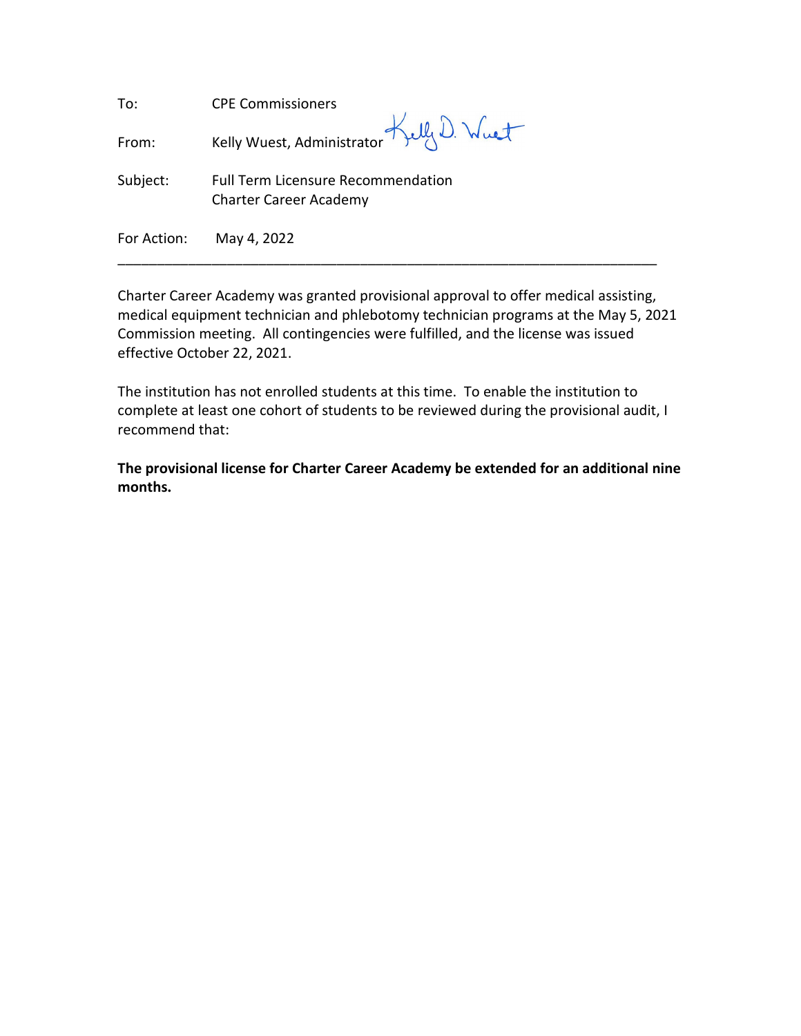| | |
|---|---|
| To: | CPE Commissioners |
| From: | Kelly Wuest, Administrator |
| Subject: | Full Term Licensure Recommendation<br>Charter Career Academy |
| For Action: | May 4, 2022 |

---

Charter Career Academy was granted provisional approval to offer medical assisting, medical equipment technician and phlebotomy technician programs at the May 5, 2021 Commission meeting. All contingencies were fulfilled, and the license was issued effective October 22, 2021.

The institution has not enrolled students at this time. To enable the institution to complete at least one cohort of students to be reviewed during the provisional audit, I recommend that:

**The provisional license for Charter Career Academy be extended for an additional nine months.**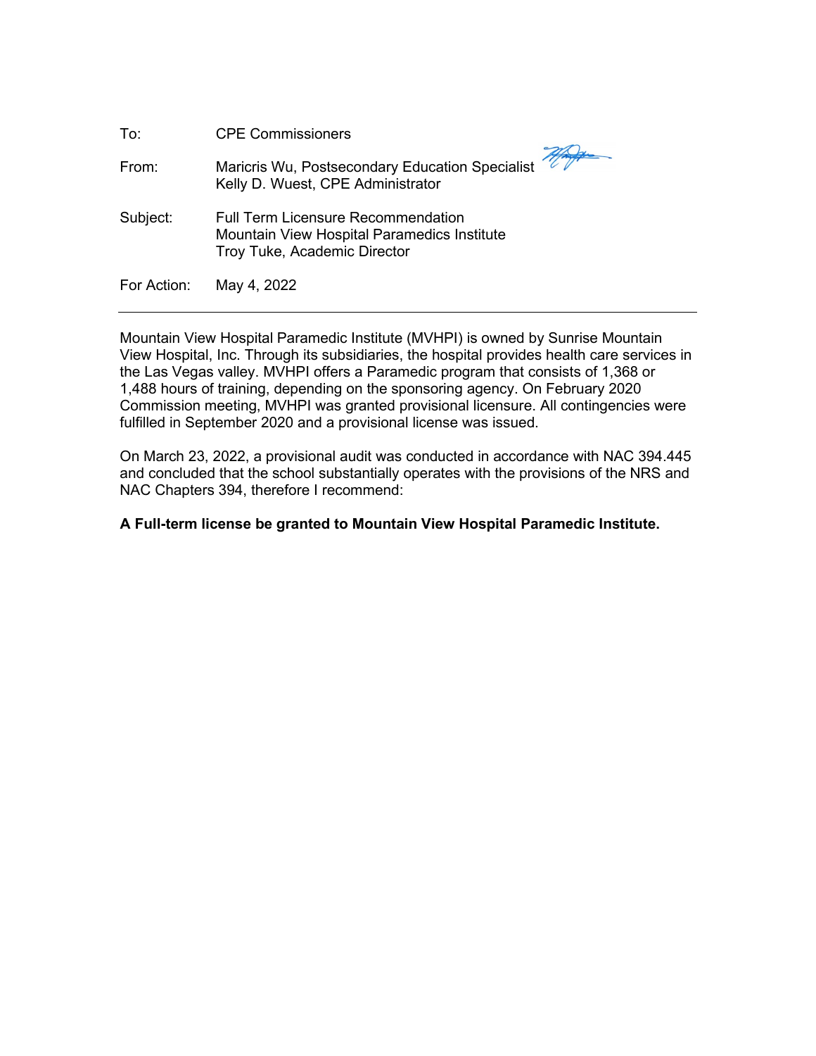| | |
|---|---|
| To: | CPE Commissioners |
| From: | Maricris Wu, Postsecondary Education Specialist<br>Kelly D. Wuest, CPE Administrator |
| Subject: | Full Term Licensure Recommendation<br>Mountain View Hospital Paramedics Institute<br>Troy Tuke, Academic Director |
| For Action: | May 4, 2022 |

---

Mountain View Hospital Paramedic Institute (MVHPI) is owned by Sunrise Mountain View Hospital, Inc. Through its subsidiaries, the hospital provides health care services in the Las Vegas valley. MVHPI offers a Paramedic program that consists of 1,368 or 1,488 hours of training, depending on the sponsoring agency. On February 2020 Commission meeting, MVHPI was granted provisional licensure. All contingencies were fulfilled in September 2020 and a provisional license was issued.

On March 23, 2022, a provisional audit was conducted in accordance with NAC 394.445 and concluded that the school substantially operates with the provisions of the NRS and NAC Chapters 394, therefore I recommend:

**A Full-term license be granted to Mountain View Hospital Paramedic Institute.**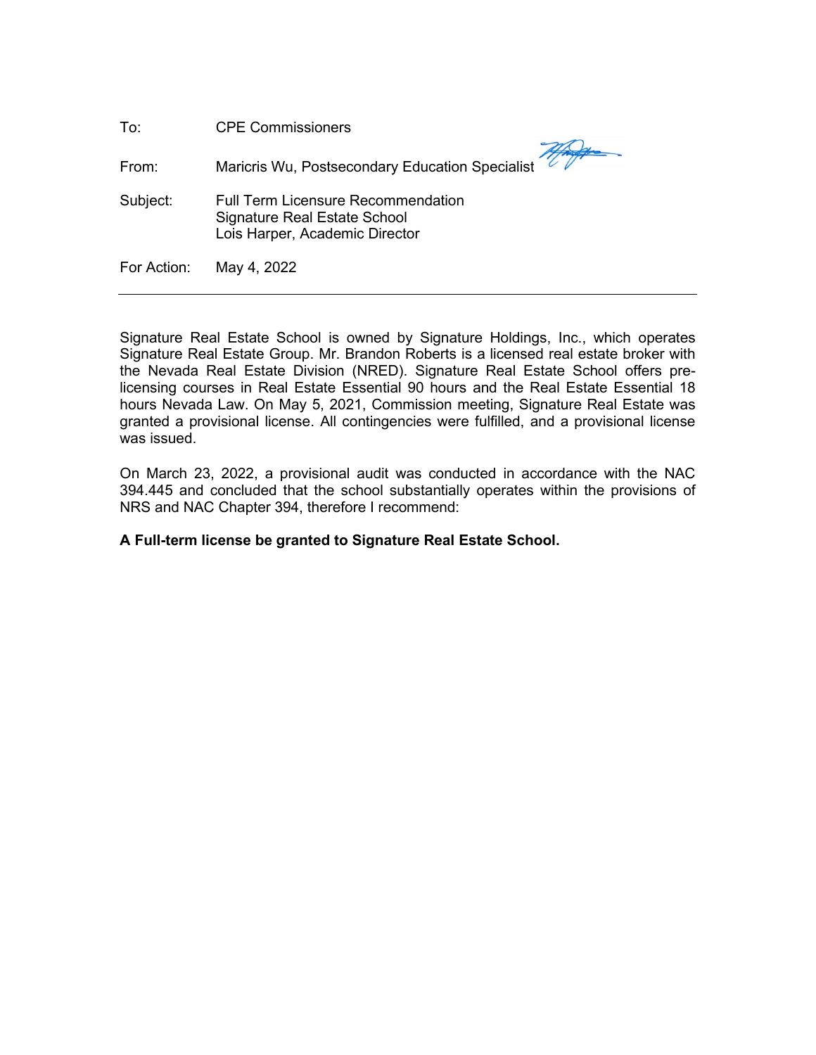| | |
|---|---|
| To: | CPE Commissioners |
| From: | Maricris Wu, Postsecondary Education Specialist |
| Subject: | Full Term Licensure Recommendation<br>Signature Real Estate School<br>Lois Harper, Academic Director |
| For Action: | May 4, 2022 |

---

Signature Real Estate School is owned by Signature Holdings, Inc., which operates Signature Real Estate Group. Mr. Brandon Roberts is a licensed real estate broker with the Nevada Real Estate Division (NRED). Signature Real Estate School offers pre-licensing courses in Real Estate Essential 90 hours and the Real Estate Essential 18 hours Nevada Law. On May 5, 2021, Commission meeting, Signature Real Estate was granted a provisional license. All contingencies were fulfilled, and a provisional license was issued.

On March 23, 2022, a provisional audit was conducted in accordance with the NAC 394.445 and concluded that the school substantially operates within the provisions of NRS and NAC Chapter 394, therefore I recommend:

**A Full-term license be granted to Signature Real Estate School.**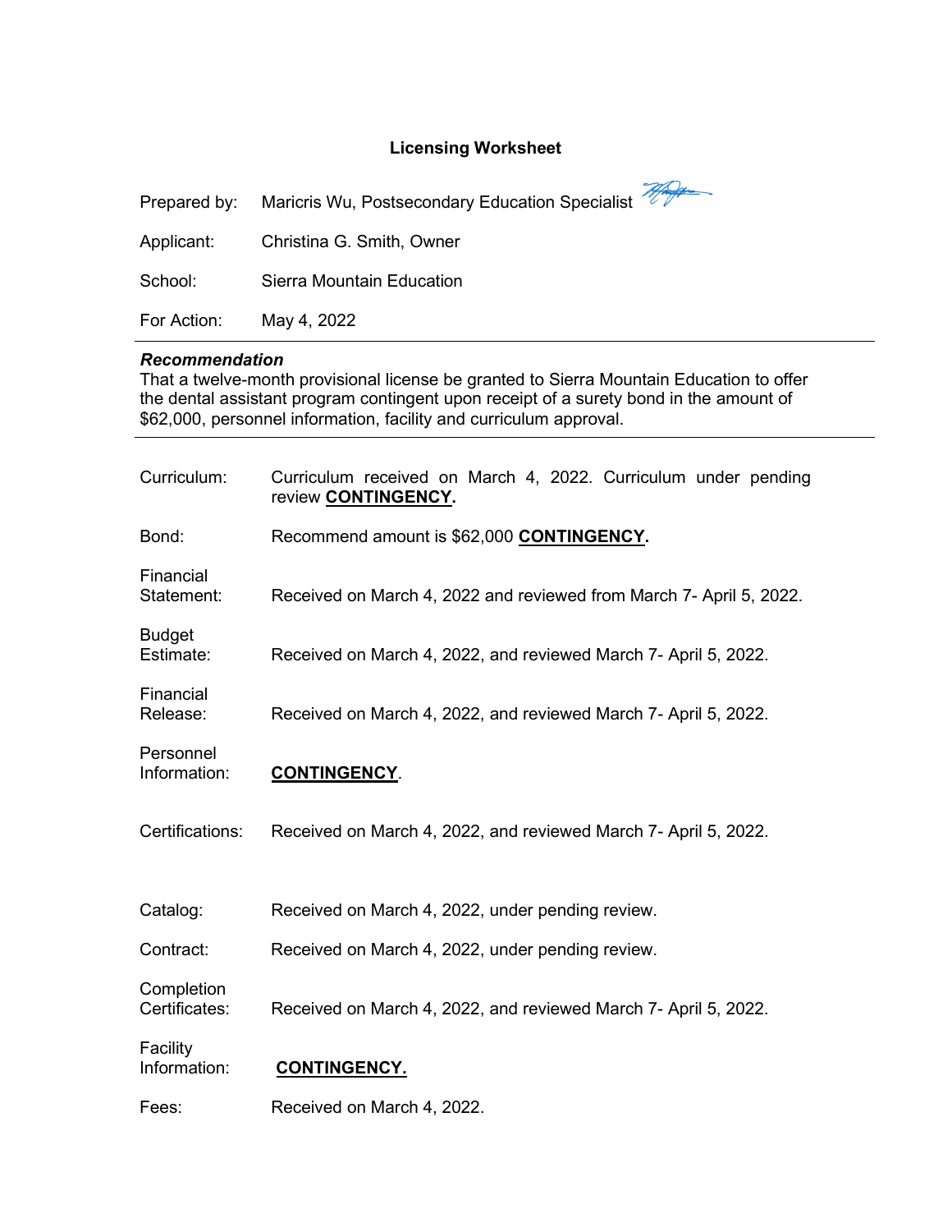# Licensing Worksheet

Prepared by: Maricris Wu, Postsecondary Education Specialist

Applicant: Christina G. Smith, Owner

School: Sierra Mountain Education

For Action: May 4, 2022

---

***Recommendation***

That a twelve-month provisional license be granted to Sierra Mountain Education to offer the dental assistant program contingent upon receipt of a surety bond in the amount of $62,000, personnel information, facility and curriculum approval.

---

Curriculum: Curriculum received on March 4, 2022. Curriculum under pending review **CONTINGENCY.**

Bond: Recommend amount is $62,000 **CONTINGENCY.**

Financial Statement: Received on March 4, 2022 and reviewed from March 7- April 5, 2022.

Budget Estimate: Received on March 4, 2022, and reviewed March 7- April 5, 2022.

Financial Release: Received on March 4, 2022, and reviewed March 7- April 5, 2022.

Personnel Information: **CONTINGENCY**.

Certifications: Received on March 4, 2022, and reviewed March 7- April 5, 2022.

Catalog: Received on March 4, 2022, under pending review.

Contract: Received on March 4, 2022, under pending review.

Completion Certificates: Received on March 4, 2022, and reviewed March 7- April 5, 2022.

Facility Information: **CONTINGENCY.**

Fees: Received on March 4, 2022.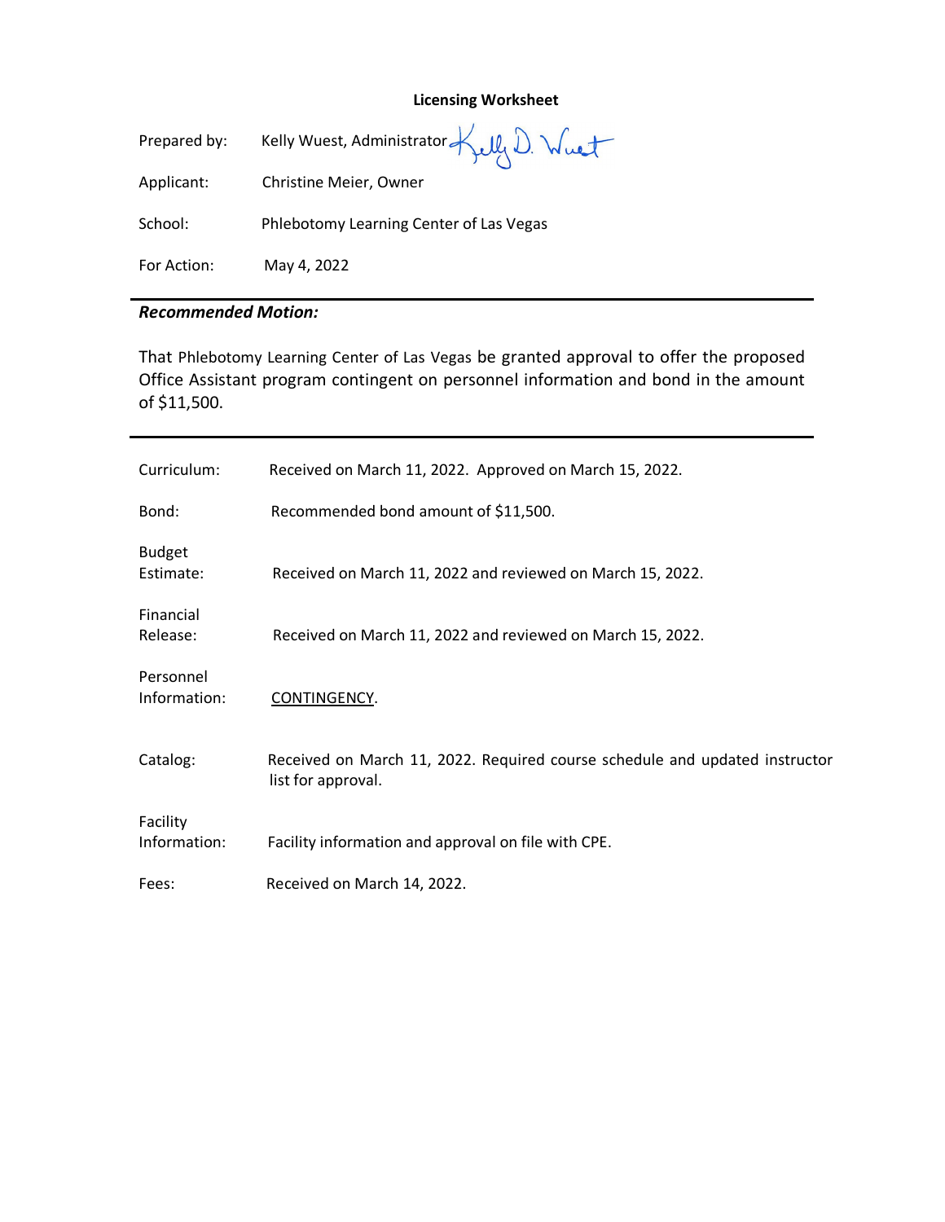**Licensing Worksheet**

Prepared by: Kelly Wuest, Administrator

Applicant: Christine Meier, Owner

School: Phlebotomy Learning Center of Las Vegas

For Action: May 4, 2022

---

***Recommended Motion:***

That Phlebotomy Learning Center of Las Vegas be granted approval to offer the proposed Office Assistant program contingent on personnel information and bond in the amount of $11,500.

---

| | |
|---|---|
| Curriculum: | Received on March 11, 2022. Approved on March 15, 2022. |
| Bond: | Recommended bond amount of $11,500. |
| Budget Estimate: | Received on March 11, 2022 and reviewed on March 15, 2022. |
| Financial Release: | Received on March 11, 2022 and reviewed on March 15, 2022. |
| Personnel Information: | CONTINGENCY. |
| Catalog: | Received on March 11, 2022. Required course schedule and updated instructor list for approval. |
| Facility Information: | Facility information and approval on file with CPE. |
| Fees: | Received on March 14, 2022. |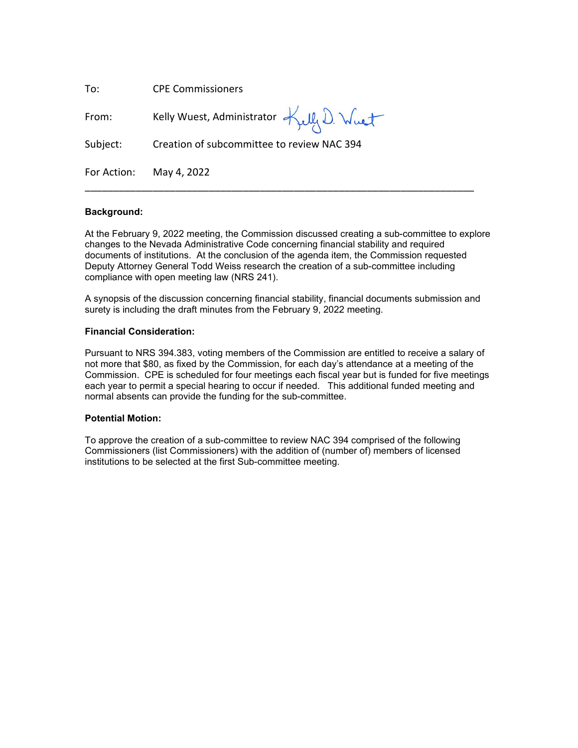To: CPE Commissioners

From: Kelly Wuest, Administrator

Subject: Creation of subcommittee to review NAC 394

For Action: May 4, 2022

---

**Background:**

At the February 9, 2022 meeting, the Commission discussed creating a sub-committee to explore changes to the Nevada Administrative Code concerning financial stability and required documents of institutions. At the conclusion of the agenda item, the Commission requested Deputy Attorney General Todd Weiss research the creation of a sub-committee including compliance with open meeting law (NRS 241).

A synopsis of the discussion concerning financial stability, financial documents submission and surety is including the draft minutes from the February 9, 2022 meeting.

**Financial Consideration:**

Pursuant to NRS 394.383, voting members of the Commission are entitled to receive a salary of not more that $80, as fixed by the Commission, for each day's attendance at a meeting of the Commission. CPE is scheduled for four meetings each fiscal year but is funded for five meetings each year to permit a special hearing to occur if needed. This additional funded meeting and normal absents can provide the funding for the sub-committee.

**Potential Motion:**

To approve the creation of a sub-committee to review NAC 394 comprised of the following Commissioners (list Commissioners) with the addition of (number of) members of licensed institutions to be selected at the first Sub-committee meeting.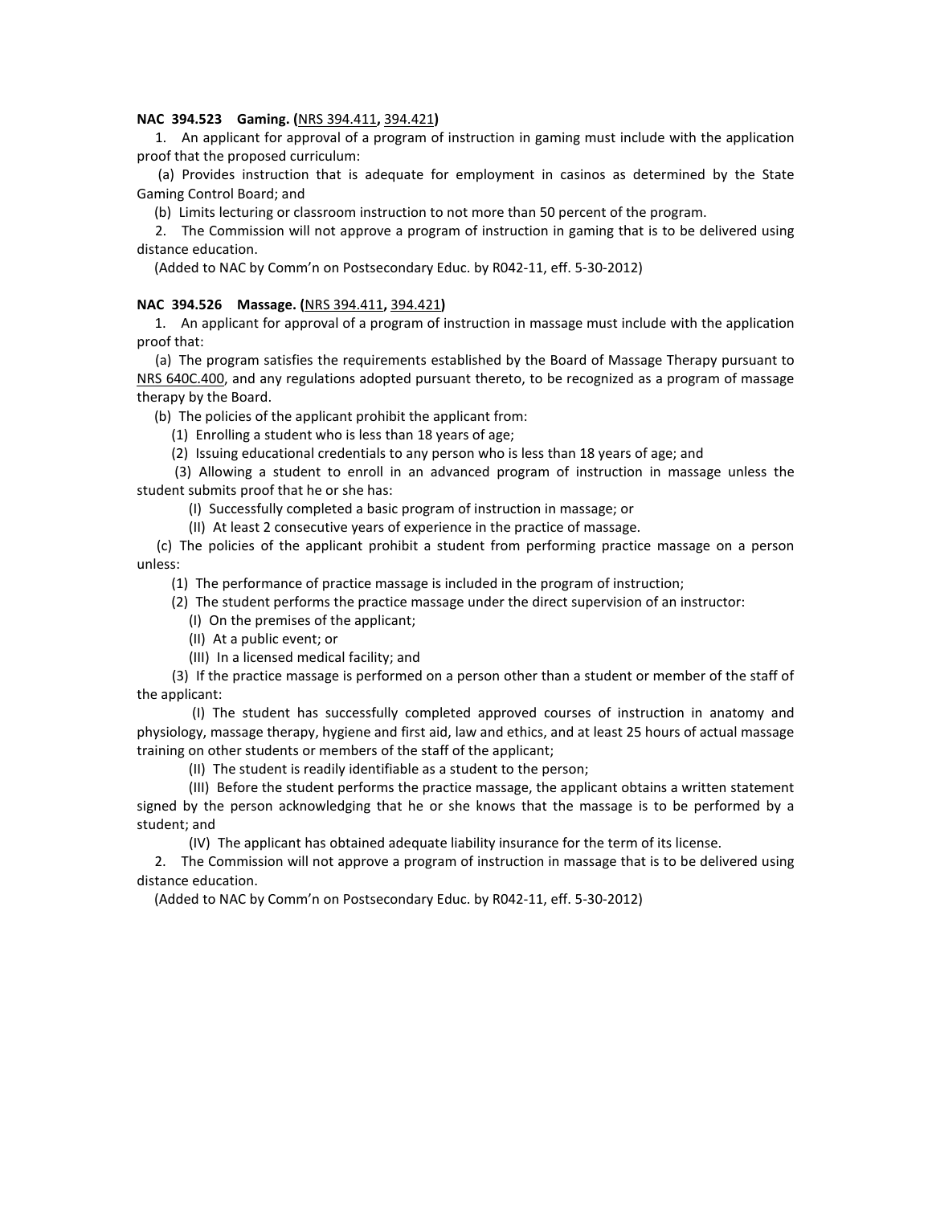**NAC 394.523 Gaming. (NRS 394.411, 394.421)**

1. An applicant for approval of a program of instruction in gaming must include with the application proof that the proposed curriculum:

(a) Provides instruction that is adequate for employment in casinos as determined by the State Gaming Control Board; and

(b) Limits lecturing or classroom instruction to not more than 50 percent of the program.

2. The Commission will not approve a program of instruction in gaming that is to be delivered using distance education.

(Added to NAC by Comm'n on Postsecondary Educ. by R042-11, eff. 5-30-2012)

**NAC 394.526 Massage. (NRS 394.411, 394.421)**

1. An applicant for approval of a program of instruction in massage must include with the application proof that:

(a) The program satisfies the requirements established by the Board of Massage Therapy pursuant to NRS 640C.400, and any regulations adopted pursuant thereto, to be recognized as a program of massage therapy by the Board.

(b) The policies of the applicant prohibit the applicant from:

(1) Enrolling a student who is less than 18 years of age;

(2) Issuing educational credentials to any person who is less than 18 years of age; and

(3) Allowing a student to enroll in an advanced program of instruction in massage unless the student submits proof that he or she has:

(I) Successfully completed a basic program of instruction in massage; or

(II) At least 2 consecutive years of experience in the practice of massage.

(c) The policies of the applicant prohibit a student from performing practice massage on a person unless:

(1) The performance of practice massage is included in the program of instruction;

(2) The student performs the practice massage under the direct supervision of an instructor:

(I) On the premises of the applicant;

(II) At a public event; or

(III) In a licensed medical facility; and

(3) If the practice massage is performed on a person other than a student or member of the staff of the applicant:

(I) The student has successfully completed approved courses of instruction in anatomy and physiology, massage therapy, hygiene and first aid, law and ethics, and at least 25 hours of actual massage training on other students or members of the staff of the applicant;

(II) The student is readily identifiable as a student to the person;

(III) Before the student performs the practice massage, the applicant obtains a written statement signed by the person acknowledging that he or she knows that the massage is to be performed by a student; and

(IV) The applicant has obtained adequate liability insurance for the term of its license.

2. The Commission will not approve a program of instruction in massage that is to be delivered using distance education.

(Added to NAC by Comm'n on Postsecondary Educ. by R042-11, eff. 5-30-2012)